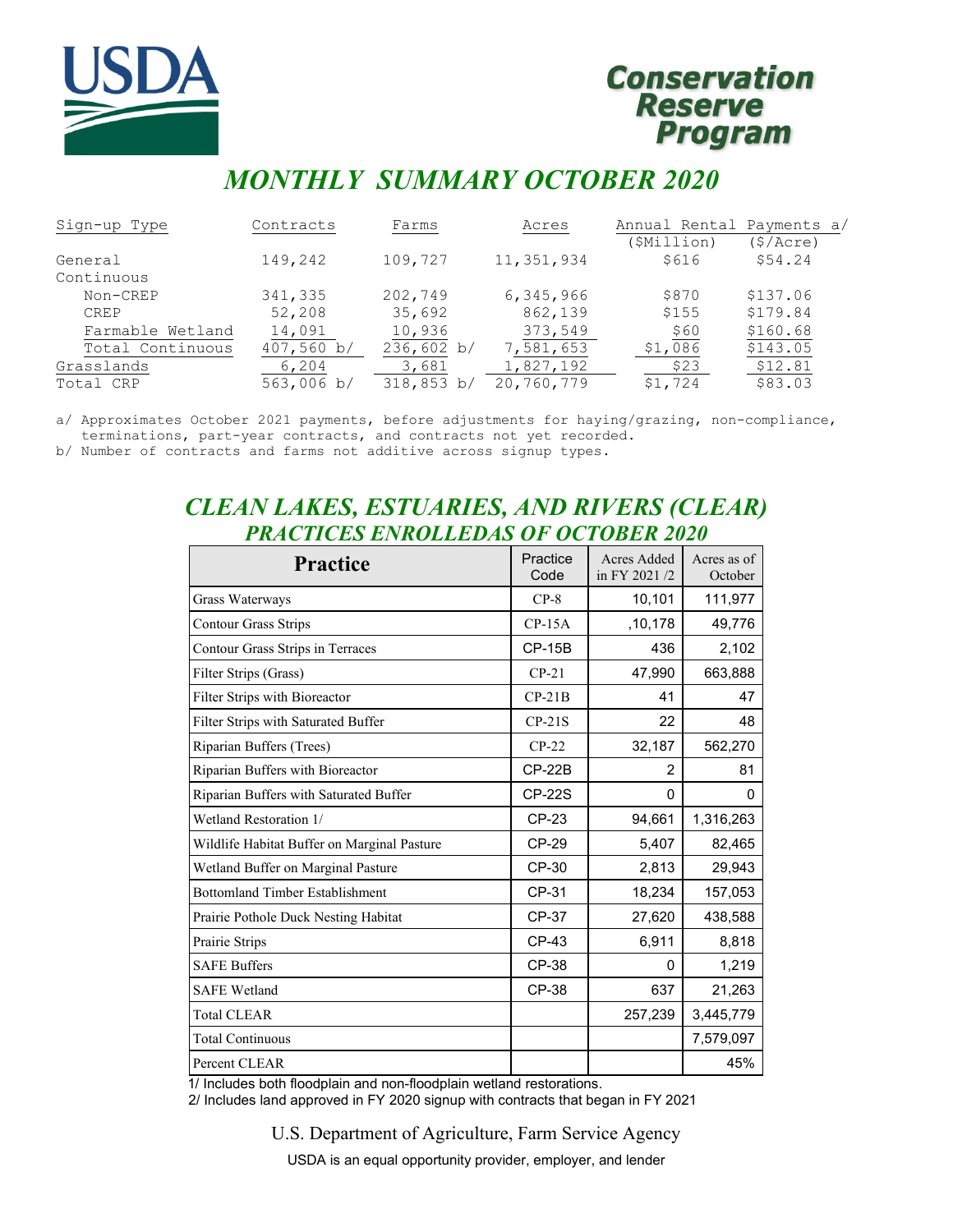# Conservation Reserve Program

## MONTHLY SUMMARY OCTOBER 2020

| Sign-up Type | Contracts | Farms | Acres | Annual Rental Payments a/ ($Million) | ($/Acre) |
|---|---|---|---|---|---|
| General | 149,242 | 109,727 | 11,351,934 | $616 | $54.24 |
| Continuous | | | | | |
| Non-CREP | 341,335 | 202,749 | 6,345,966 | $870 | $137.06 |
| CREP | 52,208 | 35,692 | 862,139 | $155 | $179.84 |
| Farmable Wetland | 14,091 | 10,936 | 373,549 | $60 | $160.68 |
| Total Continuous | 407,560 b/ | 236,602 b/ | 7,581,653 | $1,086 | $143.05 |
| Grasslands | 6,204 | 3,681 | 1,827,192 | $23 | $12.81 |
| Total CRP | 563,006 b/ | 318,853 b/ | 20,760,779 | $1,724 | $83.03 |

a/ Approximates October 2021 payments, before adjustments for haying/grazing, non-compliance, terminations, part-year contracts, and contracts not yet recorded.
b/ Number of contracts and farms not additive across signup types.

## CLEAN LAKES, ESTUARIES, AND RIVERS (CLEAR) PRACTICES ENROLLEDAS OF OCTOBER 2020

| Practice | Practice Code | Acres Added in FY 2021 /2 | Acres as of October |
|---|---|---|---|
| Grass Waterways | CP-8 | 10,101 | 111,977 |
| Contour Grass Strips | CP-15A | ,10,178 | 49,776 |
| Contour Grass Strips in Terraces | CP-15B | 436 | 2,102 |
| Filter Strips (Grass) | CP-21 | 47,990 | 663,888 |
| Filter Strips with Bioreactor | CP-21B | 41 | 47 |
| Filter Strips with Saturated Buffer | CP-21S | 22 | 48 |
| Riparian Buffers (Trees) | CP-22 | 32,187 | 562,270 |
| Riparian Buffers with Bioreactor | CP-22B | 2 | 81 |
| Riparian Buffers with Saturated Buffer | CP-22S | 0 | 0 |
| Wetland Restoration 1/ | CP-23 | 94,661 | 1,316,263 |
| Wildlife Habitat Buffer on Marginal Pasture | CP-29 | 5,407 | 82,465 |
| Wetland Buffer on Marginal Pasture | CP-30 | 2,813 | 29,943 |
| Bottomland Timber Establishment | CP-31 | 18,234 | 157,053 |
| Prairie Pothole Duck Nesting Habitat | CP-37 | 27,620 | 438,588 |
| Prairie Strips | CP-43 | 6,911 | 8,818 |
| SAFE Buffers | CP-38 | 0 | 1,219 |
| SAFE Wetland | CP-38 | 637 | 21,263 |
| Total CLEAR | | 257,239 | 3,445,779 |
| Total Continuous | | | 7,579,097 |
| Percent CLEAR | | | 45% |

1/ Includes both floodplain and non-floodplain wetland restorations.
2/ Includes land approved in FY 2020 signup with contracts that began in FY 2021

U.S. Department of Agriculture, Farm Service Agency

USDA is an equal opportunity provider, employer, and lender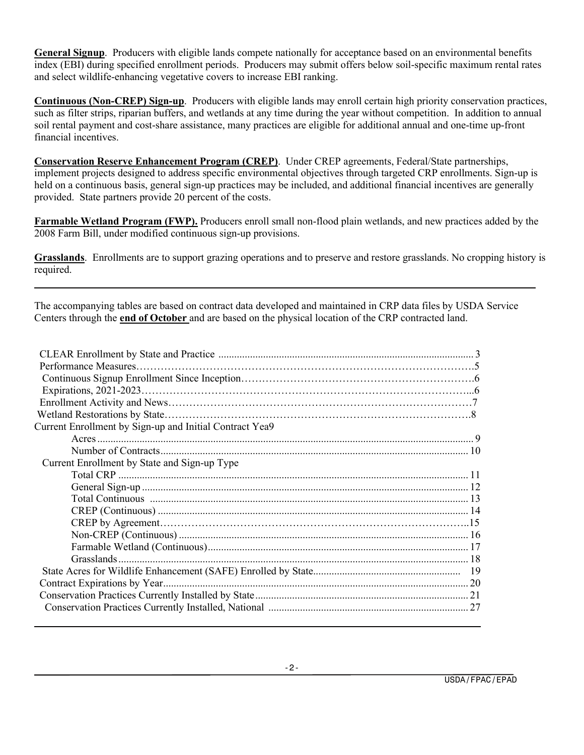**General Signup**. Producers with eligible lands compete nationally for acceptance based on an environmental benefits index (EBI) during specified enrollment periods. Producers may submit offers below soil-specific maximum rental rates and select wildlife-enhancing vegetative covers to increase EBI ranking.

**Continuous (Non-CREP) Sign-up**. Producers with eligible lands may enroll certain high priority conservation practices, such as filter strips, riparian buffers, and wetlands at any time during the year without competition. In addition to annual soil rental payment and cost-share assistance, many practices are eligible for additional annual and one-time up-front financial incentives.

**Conservation Reserve Enhancement Program (CREP)**. Under CREP agreements, Federal/State partnerships, implement projects designed to address specific environmental objectives through targeted CRP enrollments. Sign-up is held on a continuous basis, general sign-up practices may be included, and additional financial incentives are generally provided. State partners provide 20 percent of the costs.

**Farmable Wetland Program (FWP).** Producers enroll small non-flood plain wetlands, and new practices added by the 2008 Farm Bill, under modified continuous sign-up provisions.

**Grasslands**. Enrollments are to support grazing operations and to preserve and restore grasslands. No cropping history is required.

---

The accompanying tables are based on contract data developed and maintained in CRP data files by USDA Service Centers through the **end of October** and are based on the physical location of the CRP contracted land.

| | |
|---|---|
| CLEAR Enrollment by State and Practice | 3 |
| Performance Measures | 5 |
| Continuous Signup Enrollment Since Inception | 6 |
| Expirations, 2021-2023 | 6 |
| Enrollment Activity and News | 7 |
| Wetland Restorations by State | 8 |
| Current Enrollment by Sign-up and Initial Contract Yea9 | |
| Acres | 9 |
| Number of Contracts | 10 |
| Current Enrollment by State and Sign-up Type | |
| Total CRP | 11 |
| General Sign-up | 12 |
| Total Continuous | 13 |
| CREP (Continuous) | 14 |
| CREP by Agreement | 15 |
| Non-CREP (Continuous) | 16 |
| Farmable Wetland (Continuous) | 17 |
| Grasslands | 18 |
| State Acres for Wildlife Enhancement (SAFE) Enrolled by State | 19 |
| Contract Expirations by Year | 20 |
| Conservation Practices Currently Installed by State | 21 |
| Conservation Practices Currently Installed, National | 27 |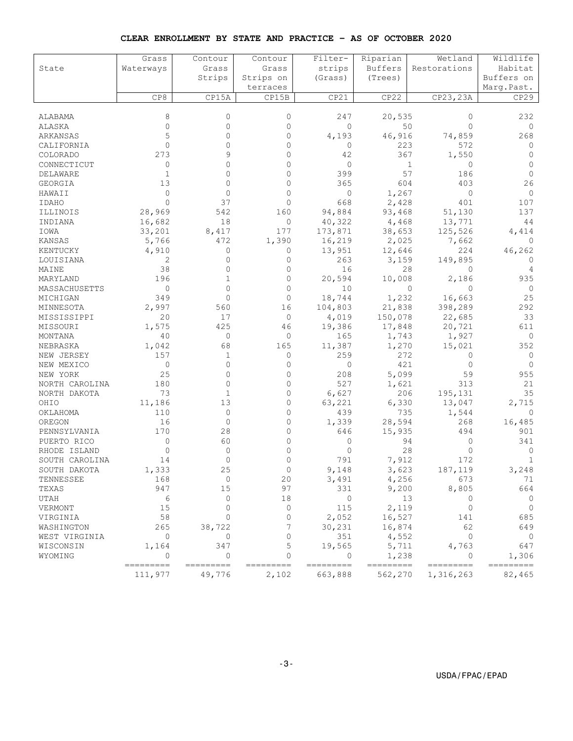**CLEAR ENROLLMENT BY STATE AND PRACTICE - AS OF OCTOBER 2020**

| State | Grass Waterways | Contour Grass Strips | Contour Grass Strips on terraces | Filter-strips (Grass) | Riparian Buffers (Trees) | Wetland Restorations | Wildlife Habitat Buffers on Marg.Past. |
|---|---|---|---|---|---|---|---|
| | CP8 | CP15A | CP15B | CP21 | CP22 | CP23,23A | CP29 |
| ALABAMA | 8 | 0 | 0 | 247 | 20,535 | 0 | 232 |
| ALASKA | 0 | 0 | 0 | 0 | 50 | 0 | 0 |
| ARKANSAS | 5 | 0 | 0 | 4,193 | 46,916 | 74,859 | 268 |
| CALIFORNIA | 0 | 0 | 0 | 0 | 223 | 572 | 0 |
| COLORADO | 273 | 9 | 0 | 42 | 367 | 1,550 | 0 |
| CONNECTICUT | 0 | 0 | 0 | 0 | 1 | 0 | 0 |
| DELAWARE | 1 | 0 | 0 | 399 | 57 | 186 | 0 |
| GEORGIA | 13 | 0 | 0 | 365 | 604 | 403 | 26 |
| HAWAII | 0 | 0 | 0 | 0 | 1,267 | 0 | 0 |
| IDAHO | 0 | 37 | 0 | 668 | 2,428 | 401 | 107 |
| ILLINOIS | 28,969 | 542 | 160 | 94,884 | 93,468 | 51,130 | 137 |
| INDIANA | 16,682 | 18 | 0 | 40,322 | 4,468 | 13,771 | 44 |
| IOWA | 33,201 | 8,417 | 177 | 173,871 | 38,653 | 125,526 | 4,414 |
| KANSAS | 5,766 | 472 | 1,390 | 16,219 | 2,025 | 7,662 | 0 |
| KENTUCKY | 4,910 | 0 | 0 | 13,951 | 12,646 | 224 | 46,262 |
| LOUISIANA | 2 | 0 | 0 | 263 | 3,159 | 149,895 | 0 |
| MAINE | 38 | 0 | 0 | 16 | 28 | 0 | 4 |
| MARYLAND | 196 | 1 | 0 | 20,594 | 10,008 | 2,186 | 935 |
| MASSACHUSETTS | 0 | 0 | 0 | 10 | 0 | 0 | 0 |
| MICHIGAN | 349 | 0 | 0 | 18,744 | 1,232 | 16,663 | 25 |
| MINNESOTA | 2,997 | 560 | 16 | 104,803 | 21,838 | 398,289 | 292 |
| MISSISSIPPI | 20 | 17 | 0 | 4,019 | 150,078 | 22,685 | 33 |
| MISSOURI | 1,575 | 425 | 46 | 19,386 | 17,848 | 20,721 | 611 |
| MONTANA | 40 | 0 | 0 | 165 | 1,743 | 1,927 | 0 |
| NEBRASKA | 1,042 | 68 | 165 | 11,387 | 1,270 | 15,021 | 352 |
| NEW JERSEY | 157 | 1 | 0 | 259 | 272 | 0 | 0 |
| NEW MEXICO | 0 | 0 | 0 | 0 | 421 | 0 | 0 |
| NEW YORK | 25 | 0 | 0 | 208 | 5,099 | 59 | 955 |
| NORTH CAROLINA | 180 | 0 | 0 | 527 | 1,621 | 313 | 21 |
| NORTH DAKOTA | 73 | 1 | 0 | 6,627 | 206 | 195,131 | 35 |
| OHIO | 11,186 | 13 | 0 | 63,221 | 6,330 | 13,047 | 2,715 |
| OKLAHOMA | 110 | 0 | 0 | 439 | 735 | 1,544 | 0 |
| OREGON | 16 | 0 | 0 | 1,339 | 28,594 | 268 | 16,485 |
| PENNSYLVANIA | 170 | 28 | 0 | 646 | 15,935 | 494 | 901 |
| PUERTO RICO | 0 | 60 | 0 | 0 | 94 | 0 | 341 |
| RHODE ISLAND | 0 | 0 | 0 | 0 | 28 | 0 | 0 |
| SOUTH CAROLINA | 14 | 0 | 0 | 791 | 7,912 | 172 | 1 |
| SOUTH DAKOTA | 1,333 | 25 | 0 | 9,148 | 3,623 | 187,119 | 3,248 |
| TENNESSEE | 168 | 0 | 20 | 3,491 | 4,256 | 673 | 71 |
| TEXAS | 947 | 15 | 97 | 331 | 9,200 | 8,805 | 664 |
| UTAH | 6 | 0 | 18 | 0 | 13 | 0 | 0 |
| VERMONT | 15 | 0 | 0 | 115 | 2,119 | 0 | 0 |
| VIRGINIA | 58 | 0 | 0 | 2,052 | 16,527 | 141 | 685 |
| WASHINGTON | 265 | 38,722 | 7 | 30,231 | 16,874 | 62 | 649 |
| WEST VIRGINIA | 0 | 0 | 0 | 351 | 4,552 | 0 | 0 |
| WISCONSIN | 1,164 | 347 | 5 | 19,565 | 5,711 | 4,763 | 647 |
| WYOMING | 0 | 0 | 0 | 0 | 1,238 | 0 | 1,306 |
| | 111,977 | 49,776 | 2,102 | 663,888 | 562,270 | 1,316,263 | 82,465 |

USDA/FPAC/EPAD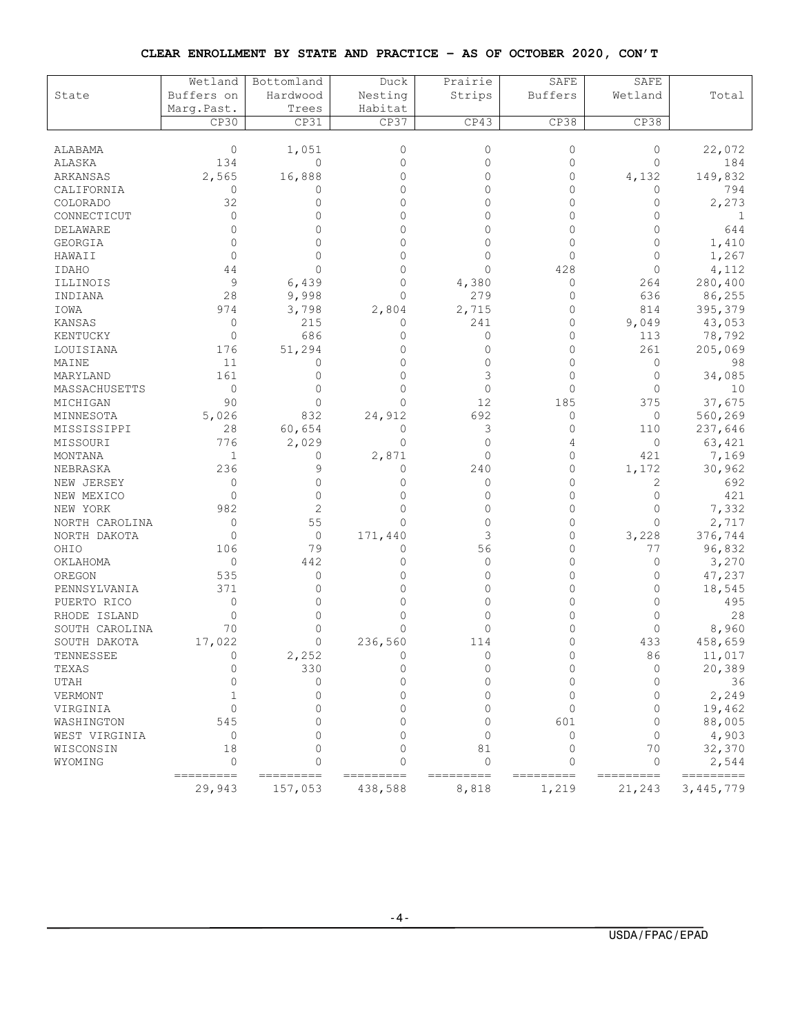**CLEAR ENROLLMENT BY STATE AND PRACTICE – AS OF OCTOBER 2020, CON'T**

| State | Wetland Buffers on Marg.Past. | Bottomland Hardwood Trees | Duck Nesting Habitat | Prairie Strips | SAFE Buffers | SAFE Wetland | Total |
|---|---|---|---|---|---|---|---|
| | CP30 | CP31 | CP37 | CP43 | CP38 | CP38 | |
| ALABAMA | 0 | 1,051 | 0 | 0 | 0 | 0 | 22,072 |
| ALASKA | 134 | 0 | 0 | 0 | 0 | 0 | 184 |
| ARKANSAS | 2,565 | 16,888 | 0 | 0 | 0 | 4,132 | 149,832 |
| CALIFORNIA | 0 | 0 | 0 | 0 | 0 | 0 | 794 |
| COLORADO | 32 | 0 | 0 | 0 | 0 | 0 | 2,273 |
| CONNECTICUT | 0 | 0 | 0 | 0 | 0 | 0 | 1 |
| DELAWARE | 0 | 0 | 0 | 0 | 0 | 0 | 644 |
| GEORGIA | 0 | 0 | 0 | 0 | 0 | 0 | 1,410 |
| HAWAII | 0 | 0 | 0 | 0 | 0 | 0 | 1,267 |
| IDAHO | 44 | 0 | 0 | 0 | 428 | 0 | 4,112 |
| ILLINOIS | 9 | 6,439 | 0 | 4,380 | 0 | 264 | 280,400 |
| INDIANA | 28 | 9,998 | 0 | 279 | 0 | 636 | 86,255 |
| IOWA | 974 | 3,798 | 2,804 | 2,715 | 0 | 814 | 395,379 |
| KANSAS | 0 | 215 | 0 | 241 | 0 | 9,049 | 43,053 |
| KENTUCKY | 0 | 686 | 0 | 0 | 0 | 113 | 78,792 |
| LOUISIANA | 176 | 51,294 | 0 | 0 | 0 | 261 | 205,069 |
| MAINE | 11 | 0 | 0 | 0 | 0 | 0 | 98 |
| MARYLAND | 161 | 0 | 0 | 3 | 0 | 0 | 34,085 |
| MASSACHUSETTS | 0 | 0 | 0 | 0 | 0 | 0 | 10 |
| MICHIGAN | 90 | 0 | 0 | 12 | 185 | 375 | 37,675 |
| MINNESOTA | 5,026 | 832 | 24,912 | 692 | 0 | 0 | 560,269 |
| MISSISSIPPI | 28 | 60,654 | 0 | 3 | 0 | 110 | 237,646 |
| MISSOURI | 776 | 2,029 | 0 | 0 | 4 | 0 | 63,421 |
| MONTANA | 1 | 0 | 2,871 | 0 | 0 | 421 | 7,169 |
| NEBRASKA | 236 | 9 | 0 | 240 | 0 | 1,172 | 30,962 |
| NEW JERSEY | 0 | 0 | 0 | 0 | 0 | 2 | 692 |
| NEW MEXICO | 0 | 0 | 0 | 0 | 0 | 0 | 421 |
| NEW YORK | 982 | 2 | 0 | 0 | 0 | 0 | 7,332 |
| NORTH CAROLINA | 0 | 55 | 0 | 0 | 0 | 0 | 2,717 |
| NORTH DAKOTA | 0 | 0 | 171,440 | 3 | 0 | 3,228 | 376,744 |
| OHIO | 106 | 79 | 0 | 56 | 0 | 77 | 96,832 |
| OKLAHOMA | 0 | 442 | 0 | 0 | 0 | 0 | 3,270 |
| OREGON | 535 | 0 | 0 | 0 | 0 | 0 | 47,237 |
| PENNSYLVANIA | 371 | 0 | 0 | 0 | 0 | 0 | 18,545 |
| PUERTO RICO | 0 | 0 | 0 | 0 | 0 | 0 | 495 |
| RHODE ISLAND | 0 | 0 | 0 | 0 | 0 | 0 | 28 |
| SOUTH CAROLINA | 70 | 0 | 0 | 0 | 0 | 0 | 8,960 |
| SOUTH DAKOTA | 17,022 | 0 | 236,560 | 114 | 0 | 433 | 458,659 |
| TENNESSEE | 0 | 2,252 | 0 | 0 | 0 | 86 | 11,017 |
| TEXAS | 0 | 330 | 0 | 0 | 0 | 0 | 20,389 |
| UTAH | 0 | 0 | 0 | 0 | 0 | 0 | 36 |
| VERMONT | 1 | 0 | 0 | 0 | 0 | 0 | 2,249 |
| VIRGINIA | 0 | 0 | 0 | 0 | 0 | 0 | 19,462 |
| WASHINGTON | 545 | 0 | 0 | 0 | 601 | 0 | 88,005 |
| WEST VIRGINIA | 0 | 0 | 0 | 0 | 0 | 0 | 4,903 |
| WISCONSIN | 18 | 0 | 0 | 81 | 0 | 70 | 32,370 |
| WYOMING | 0 | 0 | 0 | 0 | 0 | 0 | 2,544 |
| | 29,943 | 157,053 | 438,588 | 8,818 | 1,219 | 21,243 | 3,445,779 |

USDA/FPAC/EPAD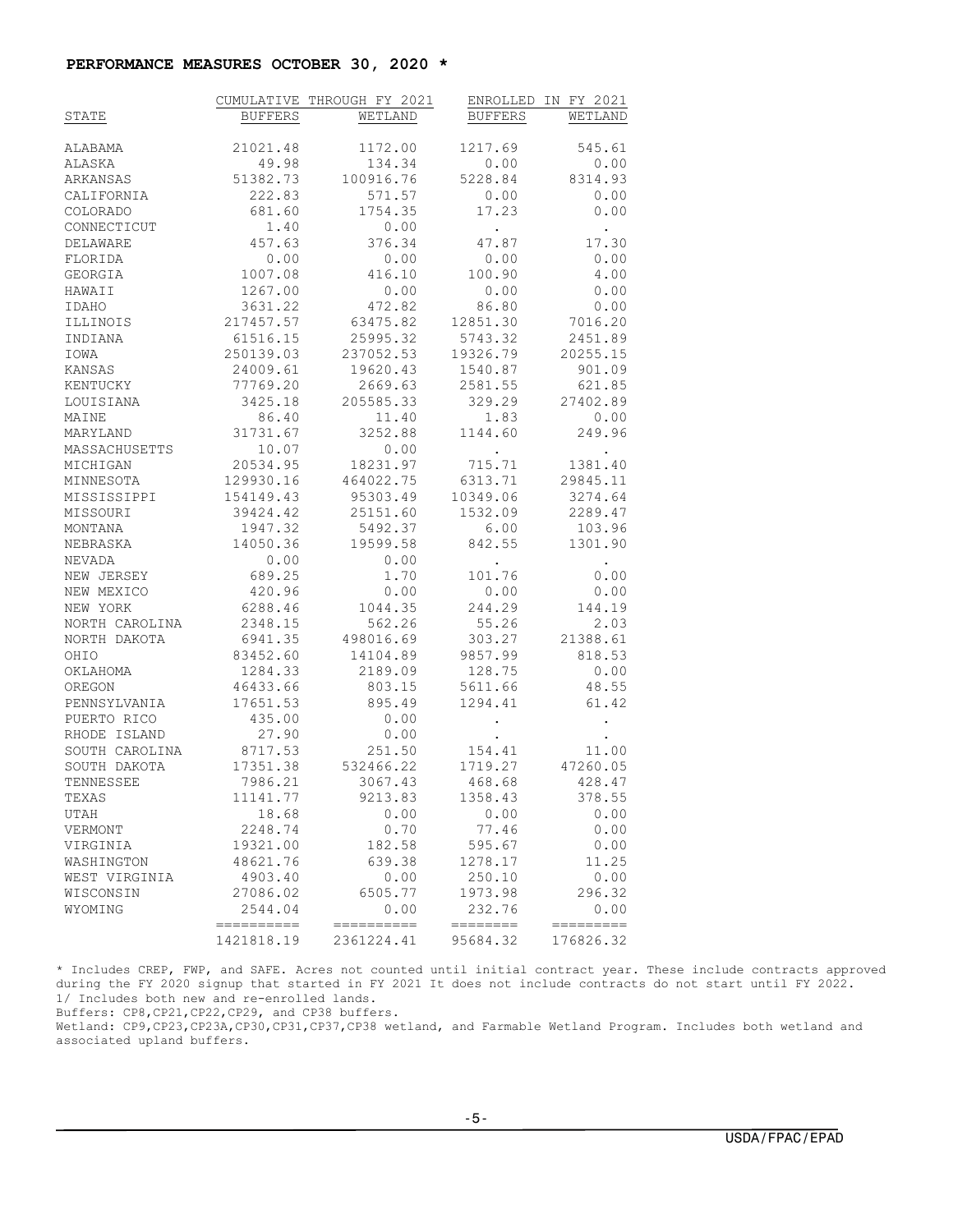**PERFORMANCE MEASURES OCTOBER 30, 2020 ***

| STATE | CUMULATIVE THROUGH FY 2021 BUFFERS | WETLAND | ENROLLED IN FY 2021 BUFFERS | WETLAND |
|---|---|---|---|---|
| ALABAMA | 21021.48 | 1172.00 | 1217.69 | 545.61 |
| ALASKA | 49.98 | 134.34 | 0.00 | 0.00 |
| ARKANSAS | 51382.73 | 100916.76 | 5228.84 | 8314.93 |
| CALIFORNIA | 222.83 | 571.57 | 0.00 | 0.00 |
| COLORADO | 681.60 | 1754.35 | 17.23 | 0.00 |
| CONNECTICUT | 1.40 | 0.00 | . | . |
| DELAWARE | 457.63 | 376.34 | 47.87 | 17.30 |
| FLORIDA | 0.00 | 0.00 | 0.00 | 0.00 |
| GEORGIA | 1007.08 | 416.10 | 100.90 | 4.00 |
| HAWAII | 1267.00 | 0.00 | 0.00 | 0.00 |
| IDAHO | 3631.22 | 472.82 | 86.80 | 0.00 |
| ILLINOIS | 217457.57 | 63475.82 | 12851.30 | 7016.20 |
| INDIANA | 61516.15 | 25995.32 | 5743.32 | 2451.89 |
| IOWA | 250139.03 | 237052.53 | 19326.79 | 20255.15 |
| KANSAS | 24009.61 | 19620.43 | 1540.87 | 901.09 |
| KENTUCKY | 77769.20 | 2669.63 | 2581.55 | 621.85 |
| LOUISIANA | 3425.18 | 205585.33 | 329.29 | 27402.89 |
| MAINE | 86.40 | 11.40 | 1.83 | 0.00 |
| MARYLAND | 31731.67 | 3252.88 | 1144.60 | 249.96 |
| MASSACHUSETTS | 10.07 | 0.00 | . | . |
| MICHIGAN | 20534.95 | 18231.97 | 715.71 | 1381.40 |
| MINNESOTA | 129930.16 | 464022.75 | 6313.71 | 29845.11 |
| MISSISSIPPI | 154149.43 | 95303.49 | 10349.06 | 3274.64 |
| MISSOURI | 39424.42 | 25151.60 | 1532.09 | 2289.47 |
| MONTANA | 1947.32 | 5492.37 | 6.00 | 103.96 |
| NEBRASKA | 14050.36 | 19599.58 | 842.55 | 1301.90 |
| NEVADA | 0.00 | 0.00 | . | . |
| NEW JERSEY | 689.25 | 1.70 | 101.76 | 0.00 |
| NEW MEXICO | 420.96 | 0.00 | 0.00 | 0.00 |
| NEW YORK | 6288.46 | 1044.35 | 244.29 | 144.19 |
| NORTH CAROLINA | 2348.15 | 562.26 | 55.26 | 2.03 |
| NORTH DAKOTA | 6941.35 | 498016.69 | 303.27 | 21388.61 |
| OHIO | 83452.60 | 14104.89 | 9857.99 | 818.53 |
| OKLAHOMA | 1284.33 | 2189.09 | 128.75 | 0.00 |
| OREGON | 46433.66 | 803.15 | 5611.66 | 48.55 |
| PENNSYLVANIA | 17651.53 | 895.49 | 1294.41 | 61.42 |
| PUERTO RICO | 435.00 | 0.00 | . | . |
| RHODE ISLAND | 27.90 | 0.00 | . | . |
| SOUTH CAROLINA | 8717.53 | 251.50 | 154.41 | 11.00 |
| SOUTH DAKOTA | 17351.38 | 532466.22 | 1719.27 | 47260.05 |
| TENNESSEE | 7986.21 | 3067.43 | 468.68 | 428.47 |
| TEXAS | 11141.77 | 9213.83 | 1358.43 | 378.55 |
| UTAH | 18.68 | 0.00 | 0.00 | 0.00 |
| VERMONT | 2248.74 | 0.70 | 77.46 | 0.00 |
| VIRGINIA | 19321.00 | 182.58 | 595.67 | 0.00 |
| WASHINGTON | 48621.76 | 639.38 | 1278.17 | 11.25 |
| WEST VIRGINIA | 4903.40 | 0.00 | 250.10 | 0.00 |
| WISCONSIN | 27086.02 | 6505.77 | 1973.98 | 296.32 |
| WYOMING | 2544.04 | 0.00 | 232.76 | 0.00 |
| | 1421818.19 | 2361224.41 | 95684.32 | 176826.32 |

* Includes CREP, FWP, and SAFE. Acres not counted until initial contract year. These include contracts approved during the FY 2020 signup that started in FY 2021 It does not include contracts do not start until FY 2022.

1/ Includes both new and re-enrolled lands.

Buffers: CP8,CP21,CP22,CP29, and CP38 buffers.

Wetland: CP9,CP23,CP23A,CP30,CP31,CP37,CP38 wetland, and Farmable Wetland Program. Includes both wetland and associated upland buffers.

USDA/FPAC/EPAD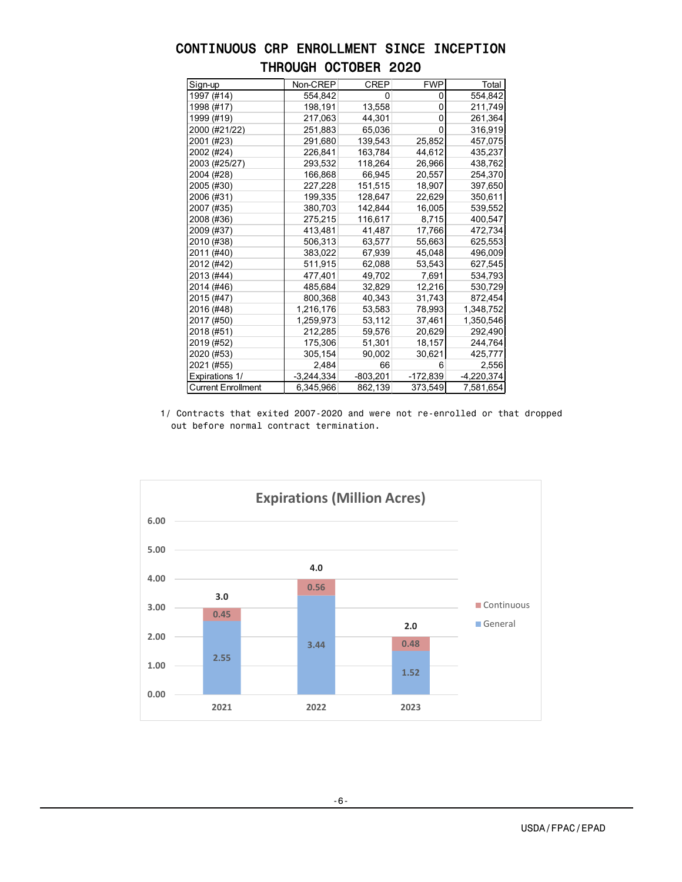# CONTINUOUS CRP ENROLLMENT SINCE INCEPTION THROUGH OCTOBER 2020

| Sign-up | Non-CREP | CREP | FWP | Total |
|---|---|---|---|---|
| 1997 (#14) | 554,842 | 0 | 0 | 554,842 |
| 1998 (#17) | 198,191 | 13,558 | 0 | 211,749 |
| 1999 (#19) | 217,063 | 44,301 | 0 | 261,364 |
| 2000 (#21/22) | 251,883 | 65,036 | 0 | 316,919 |
| 2001 (#23) | 291,680 | 139,543 | 25,852 | 457,075 |
| 2002 (#24) | 226,841 | 163,784 | 44,612 | 435,237 |
| 2003 (#25/27) | 293,532 | 118,264 | 26,966 | 438,762 |
| 2004 (#28) | 166,868 | 66,945 | 20,557 | 254,370 |
| 2005 (#30) | 227,228 | 151,515 | 18,907 | 397,650 |
| 2006 (#31) | 199,335 | 128,647 | 22,629 | 350,611 |
| 2007 (#35) | 380,703 | 142,844 | 16,005 | 539,552 |
| 2008 (#36) | 275,215 | 116,617 | 8,715 | 400,547 |
| 2009 (#37) | 413,481 | 41,487 | 17,766 | 472,734 |
| 2010 (#38) | 506,313 | 63,577 | 55,663 | 625,553 |
| 2011 (#40) | 383,022 | 67,939 | 45,048 | 496,009 |
| 2012 (#42) | 511,915 | 62,088 | 53,543 | 627,545 |
| 2013 (#44) | 477,401 | 49,702 | 7,691 | 534,793 |
| 2014 (#46) | 485,684 | 32,829 | 12,216 | 530,729 |
| 2015 (#47) | 800,368 | 40,343 | 31,743 | 872,454 |
| 2016 (#48) | 1,216,176 | 53,583 | 78,993 | 1,348,752 |
| 2017 (#50) | 1,259,973 | 53,112 | 37,461 | 1,350,546 |
| 2018 (#51) | 212,285 | 59,576 | 20,629 | 292,490 |
| 2019 (#52) | 175,306 | 51,301 | 18,157 | 244,764 |
| 2020 (#53) | 305,154 | 90,002 | 30,621 | 425,777 |
| 2021 (#55) | 2,484 | 66 | 6 | 2,556 |
| Expirations 1/ | -3,244,334 | -803,201 | -172,839 | -4,220,374 |
| Current Enrollment | 6,345,966 | 862,139 | 373,549 | 7,581,654 |

1/ Contracts that exited 2007-2020 and were not re-enrolled or that dropped out before normal contract termination.

## Expirations (Million Acres)

| Year | General | Continuous | Total |
|---|---|---|---|
| 2021 | 2.55 | 0.45 | 3.0 |
| 2022 | 3.44 | 0.56 | 4.0 |
| 2023 | 1.52 | 0.48 | 2.0 |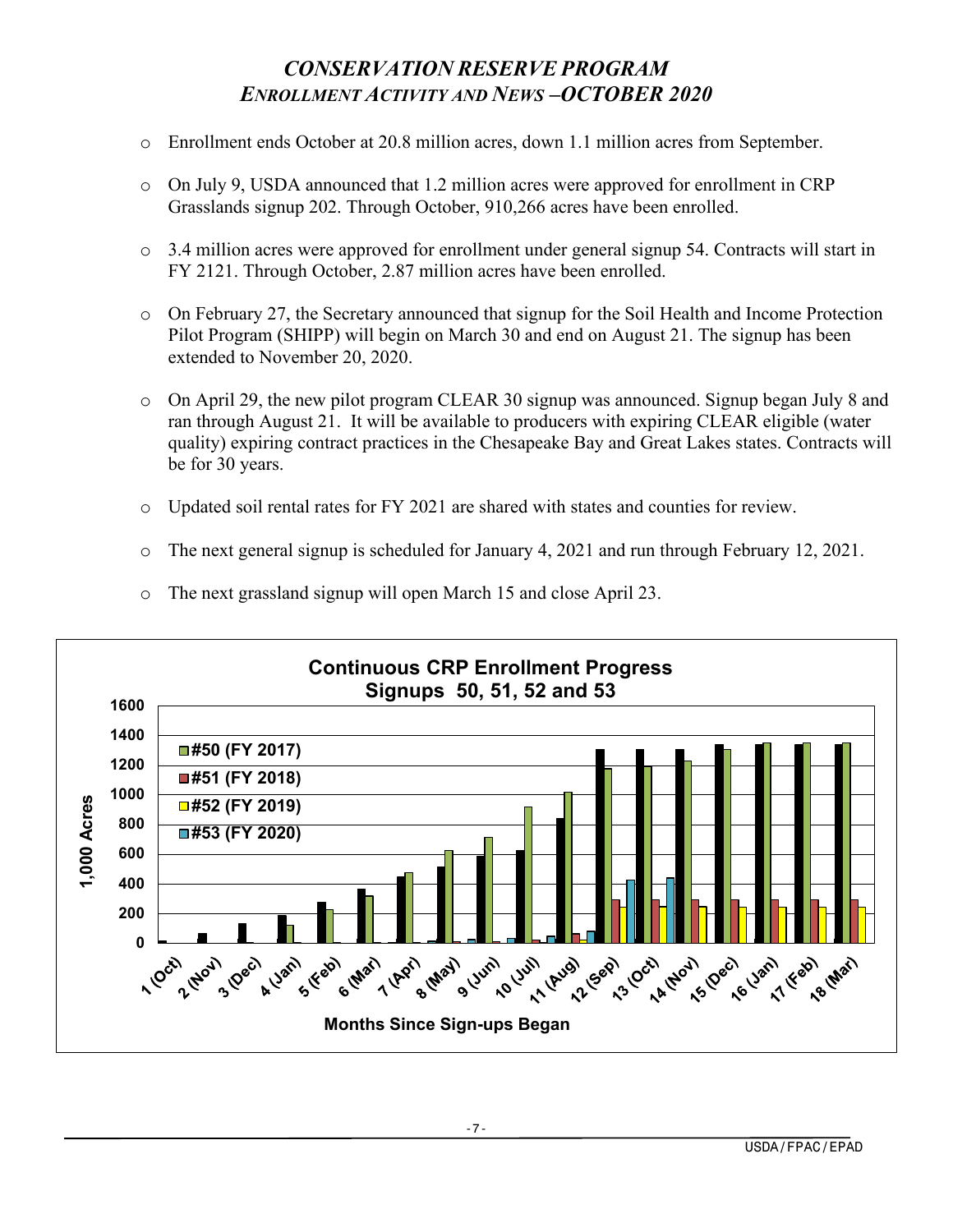# *CONSERVATION RESERVE PROGRAM*
## *ENROLLMENT ACTIVITY AND NEWS –OCTOBER 2020*

- Enrollment ends October at 20.8 million acres, down 1.1 million acres from September.
- On July 9, USDA announced that 1.2 million acres were approved for enrollment in CRP Grasslands signup 202. Through October, 910,266 acres have been enrolled.
- 3.4 million acres were approved for enrollment under general signup 54. Contracts will start in FY 2121. Through October, 2.87 million acres have been enrolled.
- On February 27, the Secretary announced that signup for the Soil Health and Income Protection Pilot Program (SHIPP) will begin on March 30 and end on August 21. The signup has been extended to November 20, 2020.
- On April 29, the new pilot program CLEAR 30 signup was announced. Signup began July 8 and ran through August 21. It will be available to producers with expiring CLEAR eligible (water quality) expiring contract practices in the Chesapeake Bay and Great Lakes states. Contracts will be for 30 years.
- Updated soil rental rates for FY 2021 are shared with states and counties for review.
- The next general signup is scheduled for January 4, 2021 and run through February 12, 2021.
- The next grassland signup will open March 15 and close April 23.

**Continuous CRP Enrollment Progress**
**Signups 50, 51, 52 and 53**

Legend: #50 (FY 2017), #51 (FY 2018), #52 (FY 2019), #53 (FY 2020)

Y-axis: 1,000 Acres (0–1600)

X-axis: Months Since Sign-ups Began — 1 (Oct), 2 (Nov), 3 (Dec), 4 (Jan), 5 (Feb), 6 (Mar), 7 (Apr), 8 (May), 9 (Jun), 10 (Jul), 11 (Aug), 12 (Sep), 13 (Oct), 14 (Nov), 15 (Dec), 16 (Jan), 17 (Feb), 18 (Mar)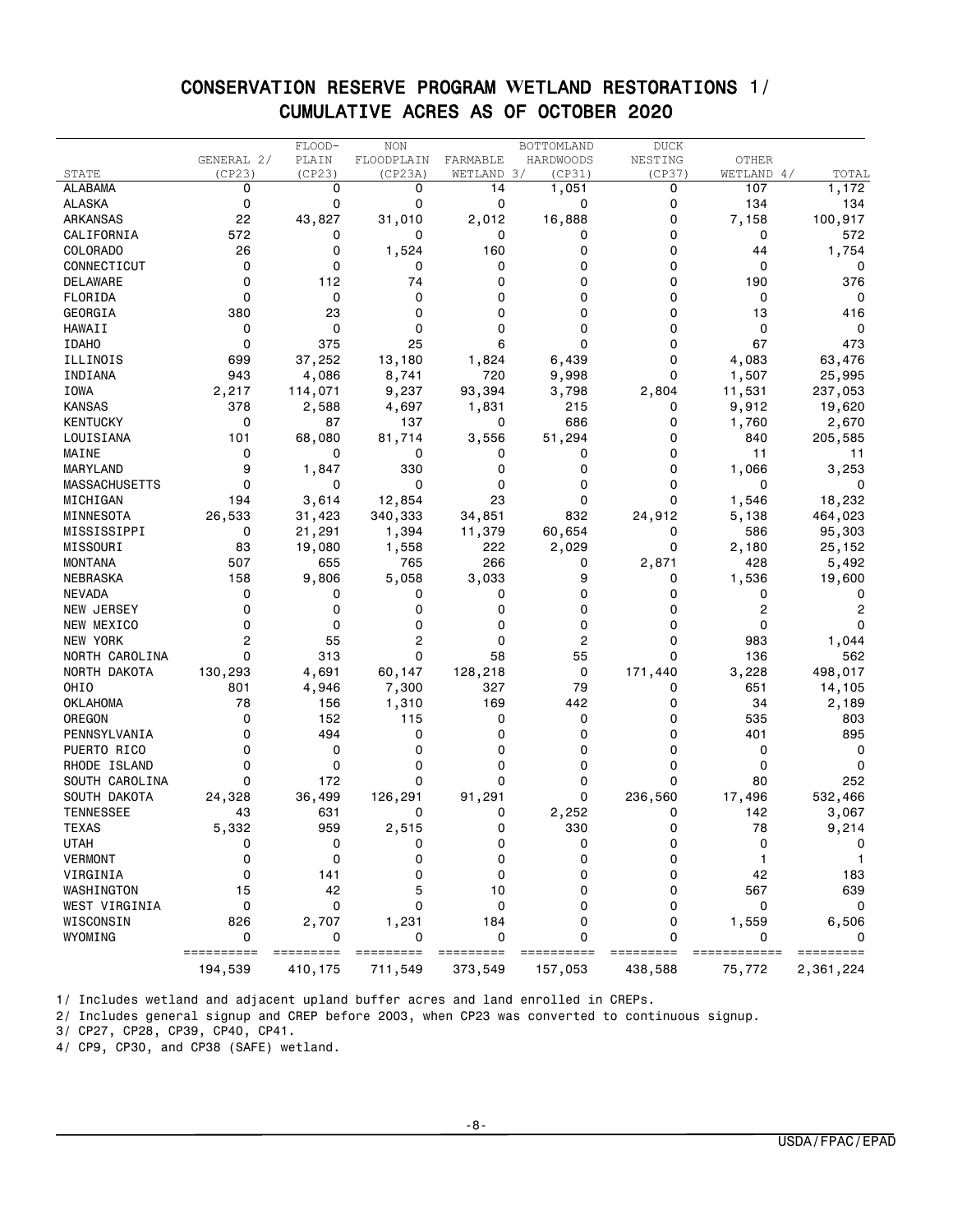# CONSERVATION RESERVE PROGRAM WETLAND RESTORATIONS 1/

## CUMULATIVE ACRES AS OF OCTOBER 2020

| STATE | GENERAL 2/ (CP23) | FLOOD-PLAIN (CP23) | NON FLOODPLAIN (CP23A) | FARMABLE WETLAND 3/ | BOTTOMLAND HARDWOODS (CP31) | DUCK NESTING (CP37) | OTHER WETLAND 4/ | TOTAL |
|---|---|---|---|---|---|---|---|---|
| ALABAMA | 0 | 0 | 0 | 14 | 1,051 | 0 | 107 | 1,172 |
| ALASKA | 0 | 0 | 0 | 0 | 0 | 0 | 134 | 134 |
| ARKANSAS | 22 | 43,827 | 31,010 | 2,012 | 16,888 | 0 | 7,158 | 100,917 |
| CALIFORNIA | 572 | 0 | 0 | 0 | 0 | 0 | 0 | 572 |
| COLORADO | 26 | 0 | 1,524 | 160 | 0 | 0 | 44 | 1,754 |
| CONNECTICUT | 0 | 0 | 0 | 0 | 0 | 0 | 0 | 0 |
| DELAWARE | 0 | 112 | 74 | 0 | 0 | 0 | 190 | 376 |
| FLORIDA | 0 | 0 | 0 | 0 | 0 | 0 | 0 | 0 |
| GEORGIA | 380 | 23 | 0 | 0 | 0 | 0 | 13 | 416 |
| HAWAII | 0 | 0 | 0 | 0 | 0 | 0 | 0 | 0 |
| IDAHO | 0 | 375 | 25 | 6 | 0 | 0 | 67 | 473 |
| ILLINOIS | 699 | 37,252 | 13,180 | 1,824 | 6,439 | 0 | 4,083 | 63,476 |
| INDIANA | 943 | 4,086 | 8,741 | 720 | 9,998 | 0 | 1,507 | 25,995 |
| IOWA | 2,217 | 114,071 | 9,237 | 93,394 | 3,798 | 2,804 | 11,531 | 237,053 |
| KANSAS | 378 | 2,588 | 4,697 | 1,831 | 215 | 0 | 9,912 | 19,620 |
| KENTUCKY | 0 | 87 | 137 | 0 | 686 | 0 | 1,760 | 2,670 |
| LOUISIANA | 101 | 68,080 | 81,714 | 3,556 | 51,294 | 0 | 840 | 205,585 |
| MAINE | 0 | 0 | 0 | 0 | 0 | 0 | 11 | 11 |
| MARYLAND | 9 | 1,847 | 330 | 0 | 0 | 0 | 1,066 | 3,253 |
| MASSACHUSETTS | 0 | 0 | 0 | 0 | 0 | 0 | 0 | 0 |
| MICHIGAN | 194 | 3,614 | 12,854 | 23 | 0 | 0 | 1,546 | 18,232 |
| MINNESOTA | 26,533 | 31,423 | 340,333 | 34,851 | 832 | 24,912 | 5,138 | 464,023 |
| MISSISSIPPI | 0 | 21,291 | 1,394 | 11,379 | 60,654 | 0 | 586 | 95,303 |
| MISSOURI | 83 | 19,080 | 1,558 | 222 | 2,029 | 0 | 2,180 | 25,152 |
| MONTANA | 507 | 655 | 765 | 266 | 0 | 2,871 | 428 | 5,492 |
| NEBRASKA | 158 | 9,806 | 5,058 | 3,033 | 9 | 0 | 1,536 | 19,600 |
| NEVADA | 0 | 0 | 0 | 0 | 0 | 0 | 0 | 0 |
| NEW JERSEY | 0 | 0 | 0 | 0 | 0 | 0 | 2 | 2 |
| NEW MEXICO | 0 | 0 | 0 | 0 | 0 | 0 | 0 | 0 |
| NEW YORK | 2 | 55 | 2 | 0 | 2 | 0 | 983 | 1,044 |
| NORTH CAROLINA | 0 | 313 | 0 | 58 | 55 | 0 | 136 | 562 |
| NORTH DAKOTA | 130,293 | 4,691 | 60,147 | 128,218 | 0 | 171,440 | 3,228 | 498,017 |
| OHIO | 801 | 4,946 | 7,300 | 327 | 79 | 0 | 651 | 14,105 |
| OKLAHOMA | 78 | 156 | 1,310 | 169 | 442 | 0 | 34 | 2,189 |
| OREGON | 0 | 152 | 115 | 0 | 0 | 0 | 535 | 803 |
| PENNSYLVANIA | 0 | 494 | 0 | 0 | 0 | 0 | 401 | 895 |
| PUERTO RICO | 0 | 0 | 0 | 0 | 0 | 0 | 0 | 0 |
| RHODE ISLAND | 0 | 0 | 0 | 0 | 0 | 0 | 0 | 0 |
| SOUTH CAROLINA | 0 | 172 | 0 | 0 | 0 | 0 | 80 | 252 |
| SOUTH DAKOTA | 24,328 | 36,499 | 126,291 | 91,291 | 0 | 236,560 | 17,496 | 532,466 |
| TENNESSEE | 43 | 631 | 0 | 0 | 2,252 | 0 | 142 | 3,067 |
| TEXAS | 5,332 | 959 | 2,515 | 0 | 330 | 0 | 78 | 9,214 |
| UTAH | 0 | 0 | 0 | 0 | 0 | 0 | 0 | 0 |
| VERMONT | 0 | 0 | 0 | 0 | 0 | 0 | 1 | 1 |
| VIRGINIA | 0 | 141 | 0 | 0 | 0 | 0 | 42 | 183 |
| WASHINGTON | 15 | 42 | 5 | 10 | 0 | 0 | 567 | 639 |
| WEST VIRGINIA | 0 | 0 | 0 | 0 | 0 | 0 | 0 | 0 |
| WISCONSIN | 826 | 2,707 | 1,231 | 184 | 0 | 0 | 1,559 | 6,506 |
| WYOMING | 0 | 0 | 0 | 0 | 0 | 0 | 0 | 0 |
| | 194,539 | 410,175 | 711,549 | 373,549 | 157,053 | 438,588 | 75,772 | 2,361,224 |

1/ Includes wetland and adjacent upland buffer acres and land enrolled in CREPs.

2/ Includes general signup and CREP before 2003, when CP23 was converted to continuous signup.

3/ CP27, CP28, CP39, CP40, CP41.

4/ CP9, CP30, and CP38 (SAFE) wetland.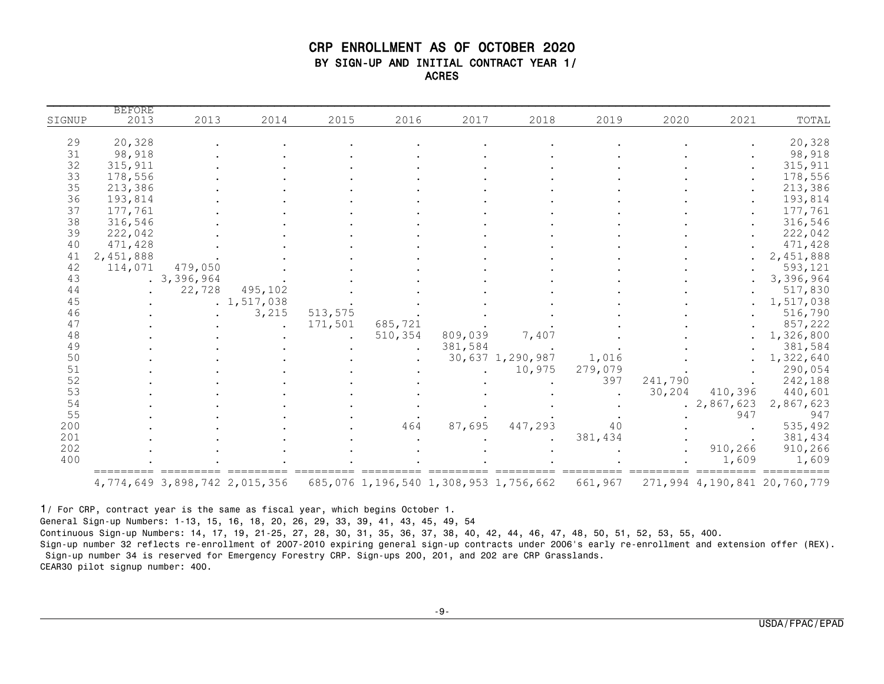# CRP ENROLLMENT AS OF OCTOBER 2020

## BY SIGN-UP AND INITIAL CONTRACT YEAR 1/

### ACRES

| SIGNUP | BEFORE 2013 | 2013 | 2014 | 2015 | 2016 | 2017 | 2018 | 2019 | 2020 | 2021 | TOTAL |
|---|---|---|---|---|---|---|---|---|---|---|---|
| 29 | 20,328 | . | . | . | . | . | . | . | . | . | 20,328 |
| 31 | 98,918 | . | . | . | . | . | . | . | . | . | 98,918 |
| 32 | 315,911 | . | . | . | . | . | . | . | . | . | 315,911 |
| 33 | 178,556 | . | . | . | . | . | . | . | . | . | 178,556 |
| 35 | 213,386 | . | . | . | . | . | . | . | . | . | 213,386 |
| 36 | 193,814 | . | . | . | . | . | . | . | . | . | 193,814 |
| 37 | 177,761 | . | . | . | . | . | . | . | . | . | 177,761 |
| 38 | 316,546 | . | . | . | . | . | . | . | . | . | 316,546 |
| 39 | 222,042 | . | . | . | . | . | . | . | . | . | 222,042 |
| 40 | 471,428 | . | . | . | . | . | . | . | . | . | 471,428 |
| 41 | 2,451,888 | . | . | . | . | . | . | . | . | . | 2,451,888 |
| 42 | 114,071 | 479,050 | . | . | . | . | . | . | . | . | 593,121 |
| 43 | . | 3,396,964 | . | . | . | . | . | . | . | . | 3,396,964 |
| 44 | . | 22,728 | 495,102 | . | . | . | . | . | . | . | 517,830 |
| 45 | . | . | 1,517,038 | . | . | . | . | . | . | . | 1,517,038 |
| 46 | . | . | 3,215 | 513,575 | . | . | . | . | . | . | 516,790 |
| 47 | . | . | . | 171,501 | 685,721 | . | . | . | . | . | 857,222 |
| 48 | . | . | . | . | 510,354 | 809,039 | 7,407 | . | . | . | 1,326,800 |
| 49 | . | . | . | . | . | 381,584 | . | . | . | . | 381,584 |
| 50 | . | . | . | . | . | 30,637 | 1,290,987 | 1,016 | . | . | 1,322,640 |
| 51 | . | . | . | . | . | . | 10,975 | 279,079 | . | . | 290,054 |
| 52 | . | . | . | . | . | . | . | 397 | 241,790 | . | 242,188 |
| 53 | . | . | . | . | . | . | . | . | 30,204 | 410,396 | 440,601 |
| 54 | . | . | . | . | . | . | . | . | . | 2,867,623 | 2,867,623 |
| 55 | . | . | . | . | . | . | . | . | . | 947 | 947 |
| 200 | . | . | . | . | 464 | 87,695 | 447,293 | 40 | . | . | 535,492 |
| 201 | . | . | . | . | . | . | . | 381,434 | . | . | 381,434 |
| 202 | . | . | . | . | . | . | . | . | . | 910,266 | 910,266 |
| 400 | . | . | . | . | . | . | . | . | . | 1,609 | 1,609 |
| | 4,774,649 | 3,898,742 | 2,015,356 | 685,076 | 1,196,540 | 1,308,953 | 1,756,662 | 661,967 | 271,994 | 4,190,841 | 20,760,779 |

1/ For CRP, contract year is the same as fiscal year, which begins October 1.

General Sign-up Numbers: 1-13, 15, 16, 18, 20, 26, 29, 33, 39, 41, 43, 45, 49, 54

Continuous Sign-up Numbers: 14, 17, 19, 21-25, 27, 28, 30, 31, 35, 36, 37, 38, 40, 42, 44, 46, 47, 48, 50, 51, 52, 53, 55, 400.

Sign-up number 32 reflects re-enrollment of 2007-2010 expiring general sign-up contracts under 2006's early re-enrollment and extension offer (REX).

Sign-up number 34 is reserved for Emergency Forestry CRP. Sign-ups 200, 201, and 202 are CRP Grasslands.

CEAR30 pilot signup number: 400.

USDA/FPAC/EPAD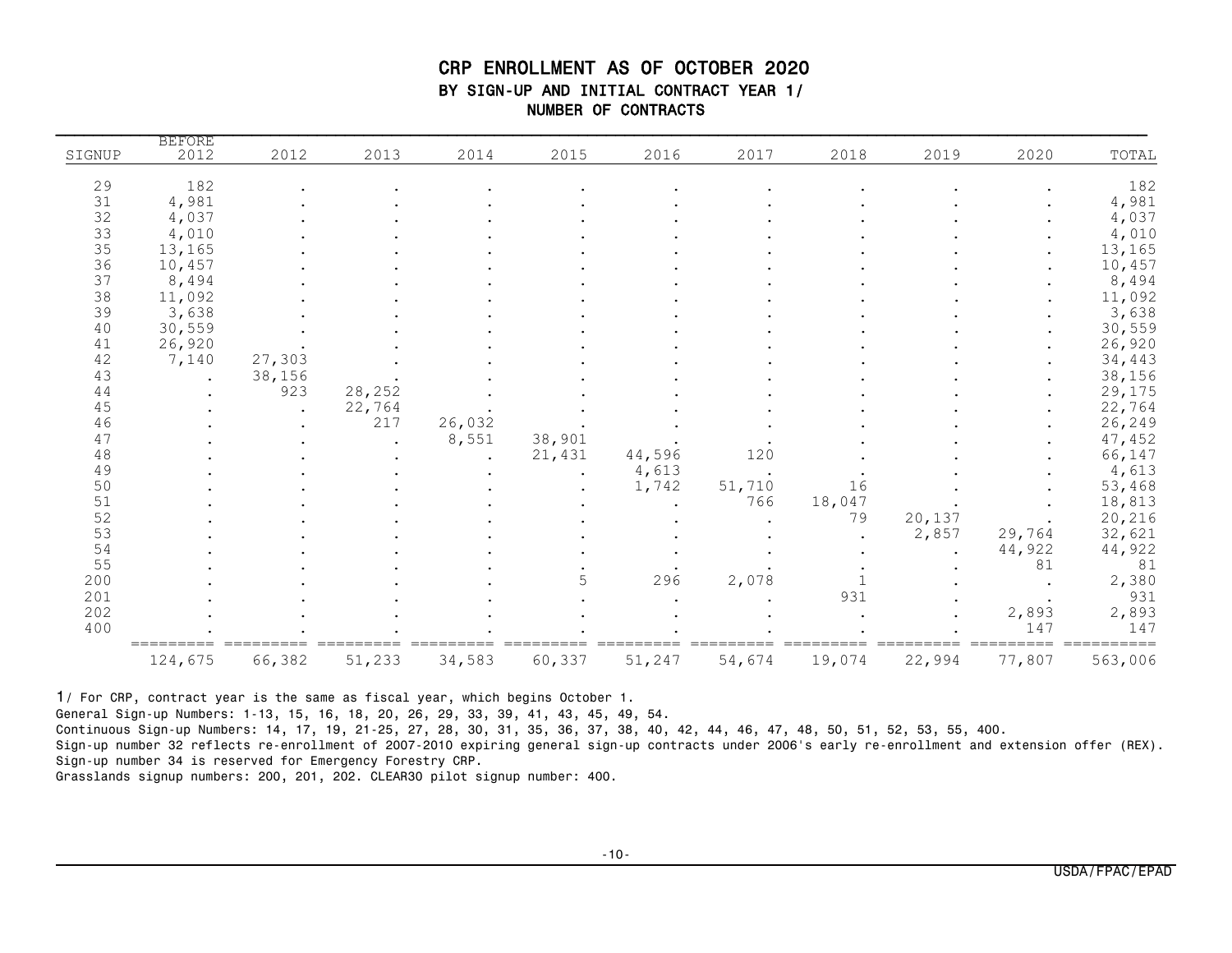# CRP ENROLLMENT AS OF OCTOBER 2020

## BY SIGN-UP AND INITIAL CONTRACT YEAR 1/

### NUMBER OF CONTRACTS

| SIGNUP | BEFORE 2012 | 2012 | 2013 | 2014 | 2015 | 2016 | 2017 | 2018 | 2019 | 2020 | TOTAL |
|---|---|---|---|---|---|---|---|---|---|---|---|
| 29 | 182 | . | . | . | . | . | . | . | . | . | 182 |
| 31 | 4,981 | . | . | . | . | . | . | . | . | . | 4,981 |
| 32 | 4,037 | . | . | . | . | . | . | . | . | . | 4,037 |
| 33 | 4,010 | . | . | . | . | . | . | . | . | . | 4,010 |
| 35 | 13,165 | . | . | . | . | . | . | . | . | . | 13,165 |
| 36 | 10,457 | . | . | . | . | . | . | . | . | . | 10,457 |
| 37 | 8,494 | . | . | . | . | . | . | . | . | . | 8,494 |
| 38 | 11,092 | . | . | . | . | . | . | . | . | . | 11,092 |
| 39 | 3,638 | . | . | . | . | . | . | . | . | . | 3,638 |
| 40 | 30,559 | . | . | . | . | . | . | . | . | . | 30,559 |
| 41 | 26,920 | . | . | . | . | . | . | . | . | . | 26,920 |
| 42 | 7,140 | 27,303 | . | . | . | . | . | . | . | . | 34,443 |
| 43 | . | 38,156 | . | . | . | . | . | . | . | . | 38,156 |
| 44 | . | 923 | 28,252 | . | . | . | . | . | . | . | 29,175 |
| 45 | . | . | 22,764 | . | . | . | . | . | . | . | 22,764 |
| 46 | . | . | 217 | 26,032 | . | . | . | . | . | . | 26,249 |
| 47 | . | . | . | 8,551 | 38,901 | . | . | . | . | . | 47,452 |
| 48 | . | . | . | . | 21,431 | 44,596 | 120 | . | . | . | 66,147 |
| 49 | . | . | . | . | . | 4,613 | . | . | . | . | 4,613 |
| 50 | . | . | . | . | . | 1,742 | 51,710 | 16 | . | . | 53,468 |
| 51 | . | . | . | . | . | . | 766 | 18,047 | . | . | 18,813 |
| 52 | . | . | . | . | . | . | . | 79 | 20,137 | . | 20,216 |
| 53 | . | . | . | . | . | . | . | . | 2,857 | 29,764 | 32,621 |
| 54 | . | . | . | . | . | . | . | . | . | 44,922 | 44,922 |
| 55 | . | . | . | . | . | . | . | . | . | 81 | 81 |
| 200 | . | . | . | . | 5 | 296 | 2,078 | 1 | . | . | 2,380 |
| 201 | . | . | . | . | . | . | . | 931 | . | . | 931 |
| 202 | . | . | . | . | . | . | . | . | . | 2,893 | 2,893 |
| 400 | . | . | . | . | . | . | . | . | . | 147 | 147 |
| | 124,675 | 66,382 | 51,233 | 34,583 | 60,337 | 51,247 | 54,674 | 19,074 | 22,994 | 77,807 | 563,006 |

1/ For CRP, contract year is the same as fiscal year, which begins October 1.

General Sign-up Numbers: 1-13, 15, 16, 18, 20, 26, 29, 33, 39, 41, 43, 45, 49, 54.

Continuous Sign-up Numbers: 14, 17, 19, 21-25, 27, 28, 30, 31, 35, 36, 37, 38, 40, 42, 44, 46, 47, 48, 50, 51, 52, 53, 55, 400.

Sign-up number 32 reflects re-enrollment of 2007-2010 expiring general sign-up contracts under 2006's early re-enrollment and extension offer (REX).

Sign-up number 34 is reserved for Emergency Forestry CRP.

Grasslands signup numbers: 200, 201, 202. CLEAR30 pilot signup number: 400.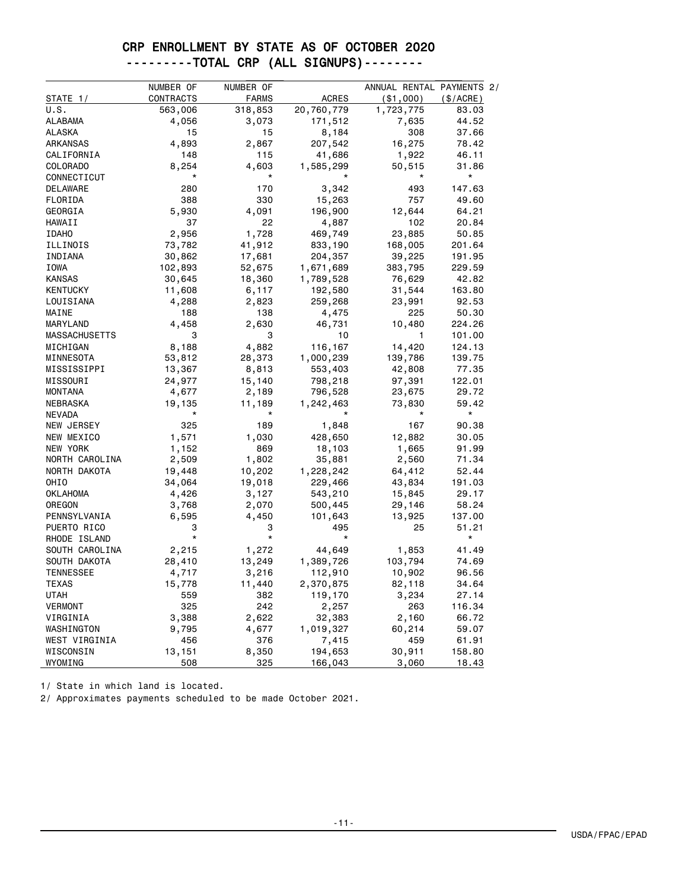# CRP ENROLLMENT BY STATE AS OF OCTOBER 2020

## ---------TOTAL CRP (ALL SIGNUPS)--------

| STATE 1/ | NUMBER OF CONTRACTS | NUMBER OF FARMS | ACRES | ANNUAL RENTAL PAYMENTS 2/ ($1,000) | ANNUAL RENTAL PAYMENTS 2/ ($/ACRE) |
|---|---|---|---|---|---|
| U.S. | 563,006 | 318,853 | 20,760,779 | 1,723,775 | 83.03 |
| ALABAMA | 4,056 | 3,073 | 171,512 | 7,635 | 44.52 |
| ALASKA | 15 | 15 | 8,184 | 308 | 37.66 |
| ARKANSAS | 4,893 | 2,867 | 207,542 | 16,275 | 78.42 |
| CALIFORNIA | 148 | 115 | 41,686 | 1,922 | 46.11 |
| COLORADO | 8,254 | 4,603 | 1,585,299 | 50,515 | 31.86 |
| CONNECTICUT | * | * | * | * | * |
| DELAWARE | 280 | 170 | 3,342 | 493 | 147.63 |
| FLORIDA | 388 | 330 | 15,263 | 757 | 49.60 |
| GEORGIA | 5,930 | 4,091 | 196,900 | 12,644 | 64.21 |
| HAWAII | 37 | 22 | 4,887 | 102 | 20.84 |
| IDAHO | 2,956 | 1,728 | 469,749 | 23,885 | 50.85 |
| ILLINOIS | 73,782 | 41,912 | 833,190 | 168,005 | 201.64 |
| INDIANA | 30,862 | 17,681 | 204,357 | 39,225 | 191.95 |
| IOWA | 102,893 | 52,675 | 1,671,689 | 383,795 | 229.59 |
| KANSAS | 30,645 | 18,360 | 1,789,528 | 76,629 | 42.82 |
| KENTUCKY | 11,608 | 6,117 | 192,580 | 31,544 | 163.80 |
| LOUISIANA | 4,288 | 2,823 | 259,268 | 23,991 | 92.53 |
| MAINE | 188 | 138 | 4,475 | 225 | 50.30 |
| MARYLAND | 4,458 | 2,630 | 46,731 | 10,480 | 224.26 |
| MASSACHUSETTS | 3 | 3 | 10 | 1 | 101.00 |
| MICHIGAN | 8,188 | 4,882 | 116,167 | 14,420 | 124.13 |
| MINNESOTA | 53,812 | 28,373 | 1,000,239 | 139,786 | 139.75 |
| MISSISSIPPI | 13,367 | 8,813 | 553,403 | 42,808 | 77.35 |
| MISSOURI | 24,977 | 15,140 | 798,218 | 97,391 | 122.01 |
| MONTANA | 4,677 | 2,189 | 796,528 | 23,675 | 29.72 |
| NEBRASKA | 19,135 | 11,189 | 1,242,463 | 73,830 | 59.42 |
| NEVADA | * | * | * | * | * |
| NEW JERSEY | 325 | 189 | 1,848 | 167 | 90.38 |
| NEW MEXICO | 1,571 | 1,030 | 428,650 | 12,882 | 30.05 |
| NEW YORK | 1,152 | 869 | 18,103 | 1,665 | 91.99 |
| NORTH CAROLINA | 2,509 | 1,802 | 35,881 | 2,560 | 71.34 |
| NORTH DAKOTA | 19,448 | 10,202 | 1,228,242 | 64,412 | 52.44 |
| OHIO | 34,064 | 19,018 | 229,466 | 43,834 | 191.03 |
| OKLAHOMA | 4,426 | 3,127 | 543,210 | 15,845 | 29.17 |
| OREGON | 3,768 | 2,070 | 500,445 | 29,146 | 58.24 |
| PENNSYLVANIA | 6,595 | 4,450 | 101,643 | 13,925 | 137.00 |
| PUERTO RICO | 3 | 3 | 495 | 25 | 51.21 |
| RHODE ISLAND | * | * | * | | * |
| SOUTH CAROLINA | 2,215 | 1,272 | 44,649 | 1,853 | 41.49 |
| SOUTH DAKOTA | 28,410 | 13,249 | 1,389,726 | 103,794 | 74.69 |
| TENNESSEE | 4,717 | 3,216 | 112,910 | 10,902 | 96.56 |
| TEXAS | 15,778 | 11,440 | 2,370,875 | 82,118 | 34.64 |
| UTAH | 559 | 382 | 119,170 | 3,234 | 27.14 |
| VERMONT | 325 | 242 | 2,257 | 263 | 116.34 |
| VIRGINIA | 3,388 | 2,622 | 32,383 | 2,160 | 66.72 |
| WASHINGTON | 9,795 | 4,677 | 1,019,327 | 60,214 | 59.07 |
| WEST VIRGINIA | 456 | 376 | 7,415 | 459 | 61.91 |
| WISCONSIN | 13,151 | 8,350 | 194,653 | 30,911 | 158.80 |
| WYOMING | 508 | 325 | 166,043 | 3,060 | 18.43 |

1/ State in which land is located.

2/ Approximates payments scheduled to be made October 2021.

USDA/FPAC/EPAD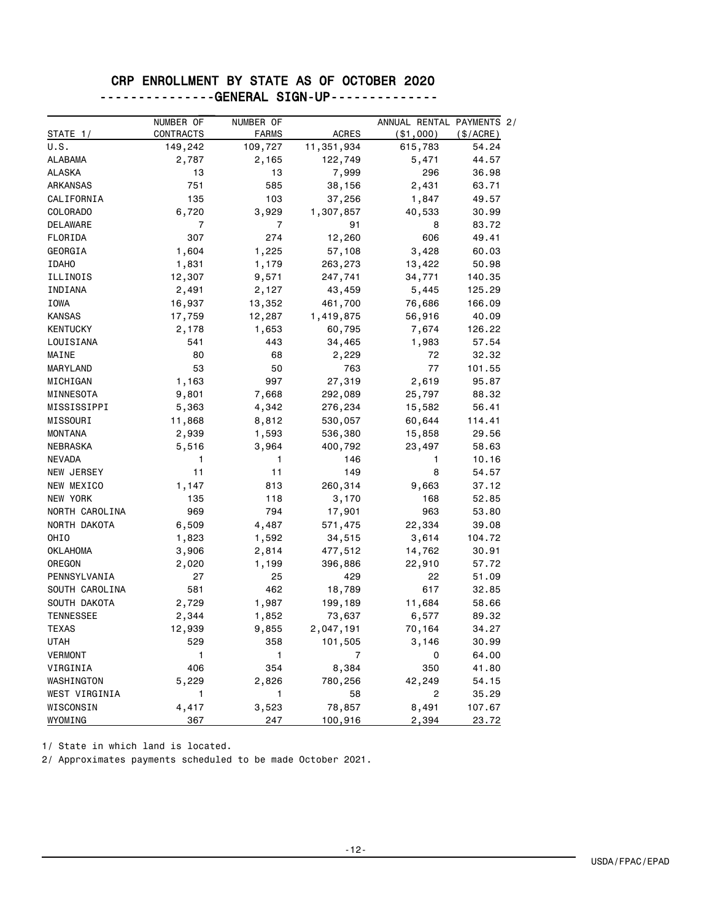# CRP ENROLLMENT BY STATE AS OF OCTOBER 2020

## --------------GENERAL SIGN-UP-------------

| STATE 1/ | NUMBER OF CONTRACTS | NUMBER OF FARMS | ACRES | ANNUAL RENTAL PAYMENTS 2/ ($1,000) | ANNUAL RENTAL PAYMENTS 2/ ($/ACRE) |
|---|---:|---:|---:|---:|---:|
| U.S. | 149,242 | 109,727 | 11,351,934 | 615,783 | 54.24 |
| ALABAMA | 2,787 | 2,165 | 122,749 | 5,471 | 44.57 |
| ALASKA | 13 | 13 | 7,999 | 296 | 36.98 |
| ARKANSAS | 751 | 585 | 38,156 | 2,431 | 63.71 |
| CALIFORNIA | 135 | 103 | 37,256 | 1,847 | 49.57 |
| COLORADO | 6,720 | 3,929 | 1,307,857 | 40,533 | 30.99 |
| DELAWARE | 7 | 7 | 91 | 8 | 83.72 |
| FLORIDA | 307 | 274 | 12,260 | 606 | 49.41 |
| GEORGIA | 1,604 | 1,225 | 57,108 | 3,428 | 60.03 |
| IDAHO | 1,831 | 1,179 | 263,273 | 13,422 | 50.98 |
| ILLINOIS | 12,307 | 9,571 | 247,741 | 34,771 | 140.35 |
| INDIANA | 2,491 | 2,127 | 43,459 | 5,445 | 125.29 |
| IOWA | 16,937 | 13,352 | 461,700 | 76,686 | 166.09 |
| KANSAS | 17,759 | 12,287 | 1,419,875 | 56,916 | 40.09 |
| KENTUCKY | 2,178 | 1,653 | 60,795 | 7,674 | 126.22 |
| LOUISIANA | 541 | 443 | 34,465 | 1,983 | 57.54 |
| MAINE | 80 | 68 | 2,229 | 72 | 32.32 |
| MARYLAND | 53 | 50 | 763 | 77 | 101.55 |
| MICHIGAN | 1,163 | 997 | 27,319 | 2,619 | 95.87 |
| MINNESOTA | 9,801 | 7,668 | 292,089 | 25,797 | 88.32 |
| MISSISSIPPI | 5,363 | 4,342 | 276,234 | 15,582 | 56.41 |
| MISSOURI | 11,868 | 8,812 | 530,057 | 60,644 | 114.41 |
| MONTANA | 2,939 | 1,593 | 536,380 | 15,858 | 29.56 |
| NEBRASKA | 5,516 | 3,964 | 400,792 | 23,497 | 58.63 |
| NEVADA | 1 | 1 | 146 | 1 | 10.16 |
| NEW JERSEY | 11 | 11 | 149 | 8 | 54.57 |
| NEW MEXICO | 1,147 | 813 | 260,314 | 9,663 | 37.12 |
| NEW YORK | 135 | 118 | 3,170 | 168 | 52.85 |
| NORTH CAROLINA | 969 | 794 | 17,901 | 963 | 53.80 |
| NORTH DAKOTA | 6,509 | 4,487 | 571,475 | 22,334 | 39.08 |
| OHIO | 1,823 | 1,592 | 34,515 | 3,614 | 104.72 |
| OKLAHOMA | 3,906 | 2,814 | 477,512 | 14,762 | 30.91 |
| OREGON | 2,020 | 1,199 | 396,886 | 22,910 | 57.72 |
| PENNSYLVANIA | 27 | 25 | 429 | 22 | 51.09 |
| SOUTH CAROLINA | 581 | 462 | 18,789 | 617 | 32.85 |
| SOUTH DAKOTA | 2,729 | 1,987 | 199,189 | 11,684 | 58.66 |
| TENNESSEE | 2,344 | 1,852 | 73,637 | 6,577 | 89.32 |
| TEXAS | 12,939 | 9,855 | 2,047,191 | 70,164 | 34.27 |
| UTAH | 529 | 358 | 101,505 | 3,146 | 30.99 |
| VERMONT | 1 | 1 | 7 | 0 | 64.00 |
| VIRGINIA | 406 | 354 | 8,384 | 350 | 41.80 |
| WASHINGTON | 5,229 | 2,826 | 780,256 | 42,249 | 54.15 |
| WEST VIRGINIA | 1 | 1 | 58 | 2 | 35.29 |
| WISCONSIN | 4,417 | 3,523 | 78,857 | 8,491 | 107.67 |
| WYOMING | 367 | 247 | 100,916 | 2,394 | 23.72 |

1/ State in which land is located.

2/ Approximates payments scheduled to be made October 2021.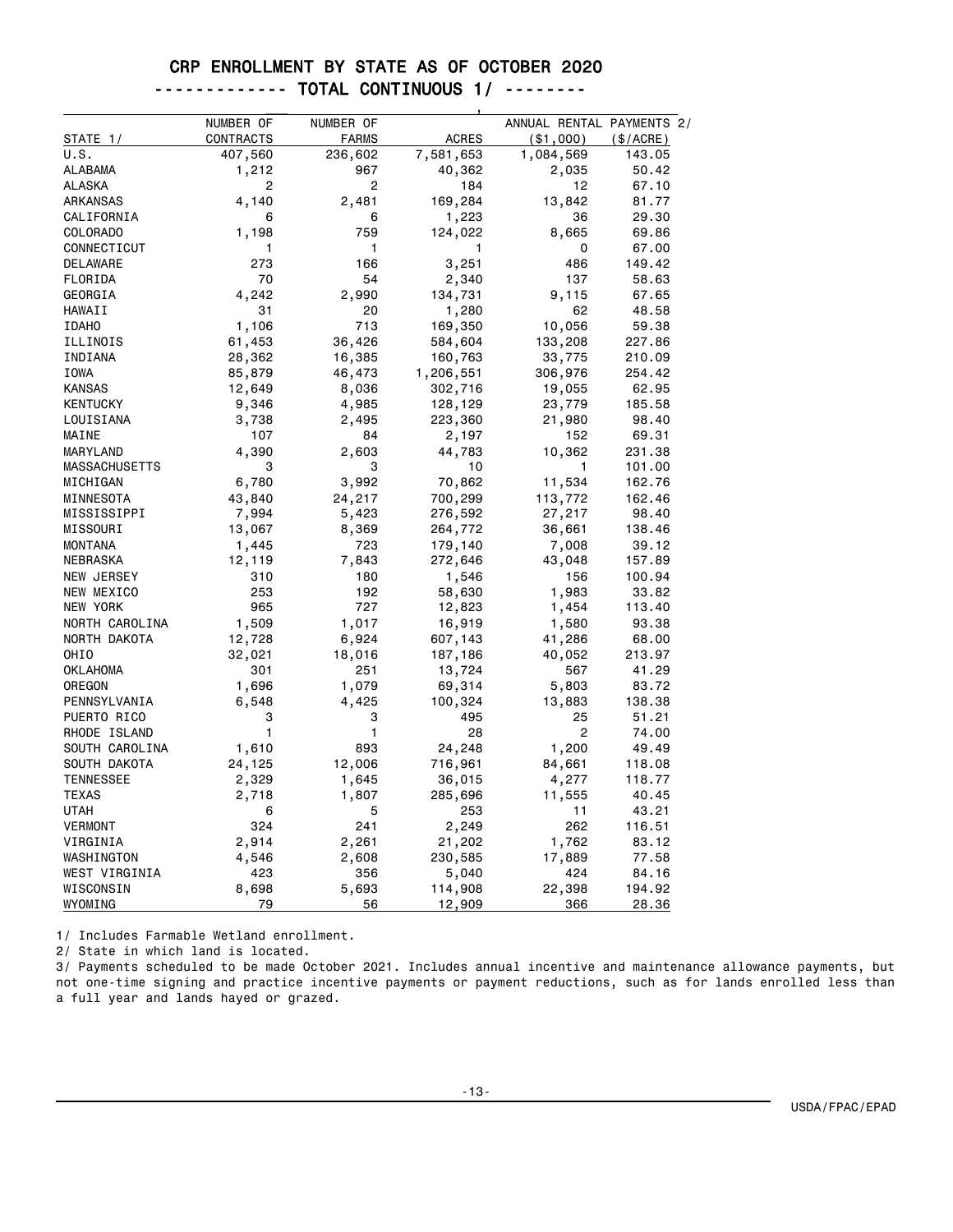# CRP ENROLLMENT BY STATE AS OF OCTOBER 2020

## ------------- TOTAL CONTINUOUS 1/ --------

| STATE 1/ | NUMBER OF CONTRACTS | NUMBER OF FARMS | ACRES | ANNUAL RENTAL PAYMENTS 2/ ($1,000) | ($/ACRE) |
|---|---|---|---|---|---|
| U.S. | 407,560 | 236,602 | 7,581,653 | 1,084,569 | 143.05 |
| ALABAMA | 1,212 | 967 | 40,362 | 2,035 | 50.42 |
| ALASKA | 2 | 2 | 184 | 12 | 67.10 |
| ARKANSAS | 4,140 | 2,481 | 169,284 | 13,842 | 81.77 |
| CALIFORNIA | 6 | 6 | 1,223 | 36 | 29.30 |
| COLORADO | 1,198 | 759 | 124,022 | 8,665 | 69.86 |
| CONNECTICUT | 1 | 1 | 1 | 0 | 67.00 |
| DELAWARE | 273 | 166 | 3,251 | 486 | 149.42 |
| FLORIDA | 70 | 54 | 2,340 | 137 | 58.63 |
| GEORGIA | 4,242 | 2,990 | 134,731 | 9,115 | 67.65 |
| HAWAII | 31 | 20 | 1,280 | 62 | 48.58 |
| IDAHO | 1,106 | 713 | 169,350 | 10,056 | 59.38 |
| ILLINOIS | 61,453 | 36,426 | 584,604 | 133,208 | 227.86 |
| INDIANA | 28,362 | 16,385 | 160,763 | 33,775 | 210.09 |
| IOWA | 85,879 | 46,473 | 1,206,551 | 306,976 | 254.42 |
| KANSAS | 12,649 | 8,036 | 302,716 | 19,055 | 62.95 |
| KENTUCKY | 9,346 | 4,985 | 128,129 | 23,779 | 185.58 |
| LOUISIANA | 3,738 | 2,495 | 223,360 | 21,980 | 98.40 |
| MAINE | 107 | 84 | 2,197 | 152 | 69.31 |
| MARYLAND | 4,390 | 2,603 | 44,783 | 10,362 | 231.38 |
| MASSACHUSETTS | 3 | 3 | 10 | 1 | 101.00 |
| MICHIGAN | 6,780 | 3,992 | 70,862 | 11,534 | 162.76 |
| MINNESOTA | 43,840 | 24,217 | 700,299 | 113,772 | 162.46 |
| MISSISSIPPI | 7,994 | 5,423 | 276,592 | 27,217 | 98.40 |
| MISSOURI | 13,067 | 8,369 | 264,772 | 36,661 | 138.46 |
| MONTANA | 1,445 | 723 | 179,140 | 7,008 | 39.12 |
| NEBRASKA | 12,119 | 7,843 | 272,646 | 43,048 | 157.89 |
| NEW JERSEY | 310 | 180 | 1,546 | 156 | 100.94 |
| NEW MEXICO | 253 | 192 | 58,630 | 1,983 | 33.82 |
| NEW YORK | 965 | 727 | 12,823 | 1,454 | 113.40 |
| NORTH CAROLINA | 1,509 | 1,017 | 16,919 | 1,580 | 93.38 |
| NORTH DAKOTA | 12,728 | 6,924 | 607,143 | 41,286 | 68.00 |
| OHIO | 32,021 | 18,016 | 187,186 | 40,052 | 213.97 |
| OKLAHOMA | 301 | 251 | 13,724 | 567 | 41.29 |
| OREGON | 1,696 | 1,079 | 69,314 | 5,803 | 83.72 |
| PENNSYLVANIA | 6,548 | 4,425 | 100,324 | 13,883 | 138.38 |
| PUERTO RICO | 3 | 3 | 495 | 25 | 51.21 |
| RHODE ISLAND | 1 | 1 | 28 | 2 | 74.00 |
| SOUTH CAROLINA | 1,610 | 893 | 24,248 | 1,200 | 49.49 |
| SOUTH DAKOTA | 24,125 | 12,006 | 716,961 | 84,661 | 118.08 |
| TENNESSEE | 2,329 | 1,645 | 36,015 | 4,277 | 118.77 |
| TEXAS | 2,718 | 1,807 | 285,696 | 11,555 | 40.45 |
| UTAH | 6 | 5 | 253 | 11 | 43.21 |
| VERMONT | 324 | 241 | 2,249 | 262 | 116.51 |
| VIRGINIA | 2,914 | 2,261 | 21,202 | 1,762 | 83.12 |
| WASHINGTON | 4,546 | 2,608 | 230,585 | 17,889 | 77.58 |
| WEST VIRGINIA | 423 | 356 | 5,040 | 424 | 84.16 |
| WISCONSIN | 8,698 | 5,693 | 114,908 | 22,398 | 194.92 |
| WYOMING | 79 | 56 | 12,909 | 366 | 28.36 |

1/ Includes Farmable Wetland enrollment.

2/ State in which land is located.

3/ Payments scheduled to be made October 2021. Includes annual incentive and maintenance allowance payments, but not one-time signing and practice incentive payments or payment reductions, such as for lands enrolled less than a full year and lands hayed or grazed.

USDA/FPAC/EPAD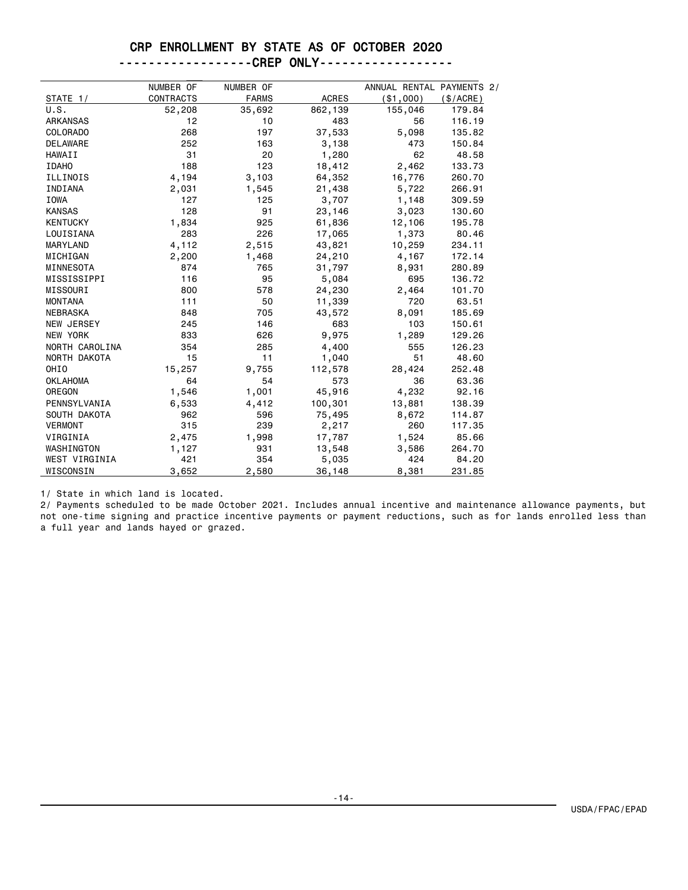# CRP ENROLLMENT BY STATE AS OF OCTOBER 2020

## ------------------CREP ONLY------------------

| STATE 1/ | NUMBER OF CONTRACTS | NUMBER OF FARMS | ACRES | ANNUAL RENTAL PAYMENTS 2/ ($1,000) | ($/ACRE) |
|---|---|---|---|---|---|
| U.S. | 52,208 | 35,692 | 862,139 | 155,046 | 179.84 |
| ARKANSAS | 12 | 10 | 483 | 56 | 116.19 |
| COLORADO | 268 | 197 | 37,533 | 5,098 | 135.82 |
| DELAWARE | 252 | 163 | 3,138 | 473 | 150.84 |
| HAWAII | 31 | 20 | 1,280 | 62 | 48.58 |
| IDAHO | 188 | 123 | 18,412 | 2,462 | 133.73 |
| ILLINOIS | 4,194 | 3,103 | 64,352 | 16,776 | 260.70 |
| INDIANA | 2,031 | 1,545 | 21,438 | 5,722 | 266.91 |
| IOWA | 127 | 125 | 3,707 | 1,148 | 309.59 |
| KANSAS | 128 | 91 | 23,146 | 3,023 | 130.60 |
| KENTUCKY | 1,834 | 925 | 61,836 | 12,106 | 195.78 |
| LOUISIANA | 283 | 226 | 17,065 | 1,373 | 80.46 |
| MARYLAND | 4,112 | 2,515 | 43,821 | 10,259 | 234.11 |
| MICHIGAN | 2,200 | 1,468 | 24,210 | 4,167 | 172.14 |
| MINNESOTA | 874 | 765 | 31,797 | 8,931 | 280.89 |
| MISSISSIPPI | 116 | 95 | 5,084 | 695 | 136.72 |
| MISSOURI | 800 | 578 | 24,230 | 2,464 | 101.70 |
| MONTANA | 111 | 50 | 11,339 | 720 | 63.51 |
| NEBRASKA | 848 | 705 | 43,572 | 8,091 | 185.69 |
| NEW JERSEY | 245 | 146 | 683 | 103 | 150.61 |
| NEW YORK | 833 | 626 | 9,975 | 1,289 | 129.26 |
| NORTH CAROLINA | 354 | 285 | 4,400 | 555 | 126.23 |
| NORTH DAKOTA | 15 | 11 | 1,040 | 51 | 48.60 |
| OHIO | 15,257 | 9,755 | 112,578 | 28,424 | 252.48 |
| OKLAHOMA | 64 | 54 | 573 | 36 | 63.36 |
| OREGON | 1,546 | 1,001 | 45,916 | 4,232 | 92.16 |
| PENNSYLVANIA | 6,533 | 4,412 | 100,301 | 13,881 | 138.39 |
| SOUTH DAKOTA | 962 | 596 | 75,495 | 8,672 | 114.87 |
| VERMONT | 315 | 239 | 2,217 | 260 | 117.35 |
| VIRGINIA | 2,475 | 1,998 | 17,787 | 1,524 | 85.66 |
| WASHINGTON | 1,127 | 931 | 13,548 | 3,586 | 264.70 |
| WEST VIRGINIA | 421 | 354 | 5,035 | 424 | 84.20 |
| WISCONSIN | 3,652 | 2,580 | 36,148 | 8,381 | 231.85 |

1/ State in which land is located.

2/ Payments scheduled to be made October 2021. Includes annual incentive and maintenance allowance payments, but not one-time signing and practice incentive payments or payment reductions, such as for lands enrolled less than a full year and lands hayed or grazed.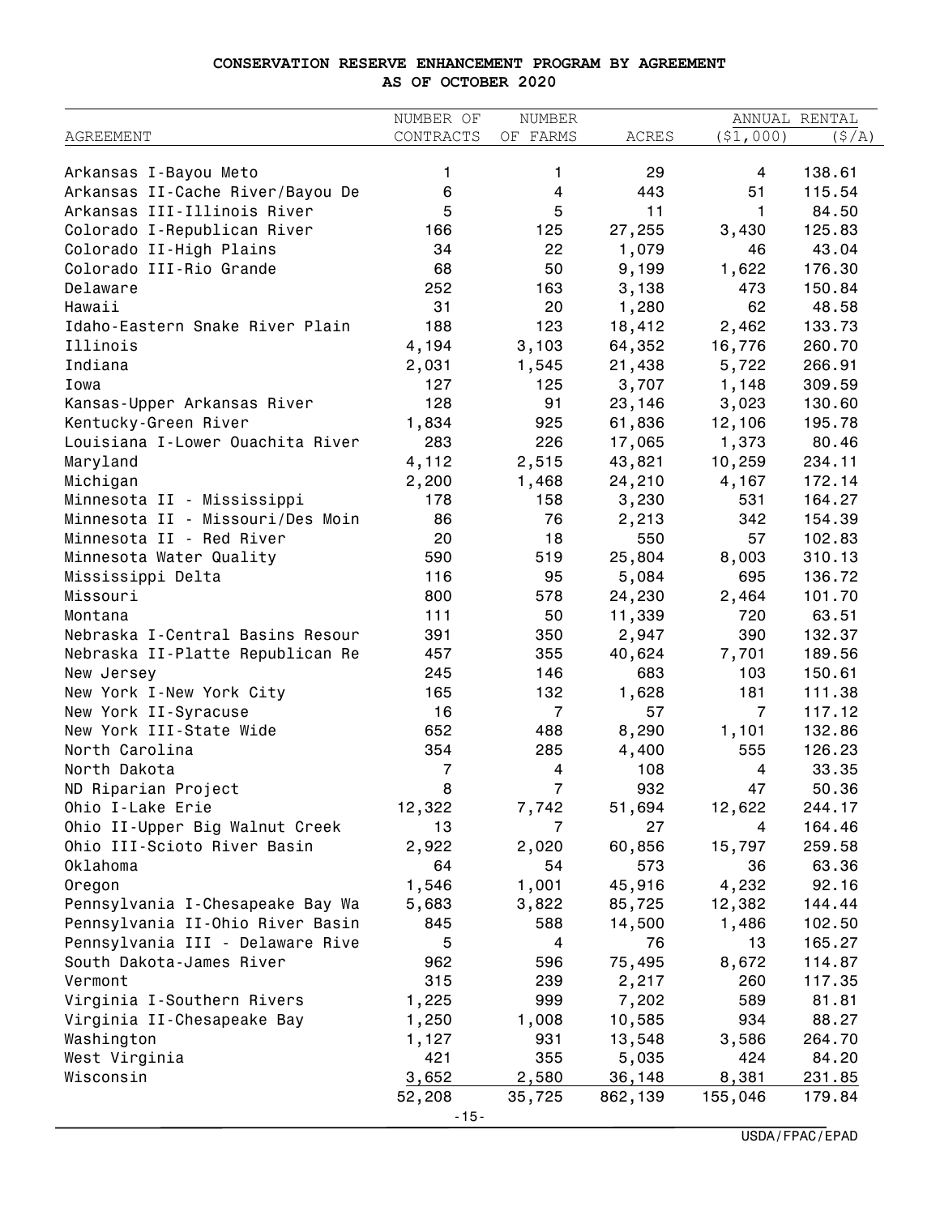# CONSERVATION RESERVE ENHANCEMENT PROGRAM BY AGREEMENT
## AS OF OCTOBER 2020

| AGREEMENT | NUMBER OF CONTRACTS | NUMBER OF FARMS | ACRES | ANNUAL RENTAL ($1,000) | ($/A) |
|---|---|---|---|---|---|
| Arkansas I-Bayou Meto | 1 | 1 | 29 | 4 | 138.61 |
| Arkansas II-Cache River/Bayou De | 6 | 4 | 443 | 51 | 115.54 |
| Arkansas III-Illinois River | 5 | 5 | 11 | 1 | 84.50 |
| Colorado I-Republican River | 166 | 125 | 27,255 | 3,430 | 125.83 |
| Colorado II-High Plains | 34 | 22 | 1,079 | 46 | 43.04 |
| Colorado III-Rio Grande | 68 | 50 | 9,199 | 1,622 | 176.30 |
| Delaware | 252 | 163 | 3,138 | 473 | 150.84 |
| Hawaii | 31 | 20 | 1,280 | 62 | 48.58 |
| Idaho-Eastern Snake River Plain | 188 | 123 | 18,412 | 2,462 | 133.73 |
| Illinois | 4,194 | 3,103 | 64,352 | 16,776 | 260.70 |
| Indiana | 2,031 | 1,545 | 21,438 | 5,722 | 266.91 |
| Iowa | 127 | 125 | 3,707 | 1,148 | 309.59 |
| Kansas-Upper Arkansas River | 128 | 91 | 23,146 | 3,023 | 130.60 |
| Kentucky-Green River | 1,834 | 925 | 61,836 | 12,106 | 195.78 |
| Louisiana I-Lower Ouachita River | 283 | 226 | 17,065 | 1,373 | 80.46 |
| Maryland | 4,112 | 2,515 | 43,821 | 10,259 | 234.11 |
| Michigan | 2,200 | 1,468 | 24,210 | 4,167 | 172.14 |
| Minnesota II - Mississippi | 178 | 158 | 3,230 | 531 | 164.27 |
| Minnesota II - Missouri/Des Moin | 86 | 76 | 2,213 | 342 | 154.39 |
| Minnesota II - Red River | 20 | 18 | 550 | 57 | 102.83 |
| Minnesota Water Quality | 590 | 519 | 25,804 | 8,003 | 310.13 |
| Mississippi Delta | 116 | 95 | 5,084 | 695 | 136.72 |
| Missouri | 800 | 578 | 24,230 | 2,464 | 101.70 |
| Montana | 111 | 50 | 11,339 | 720 | 63.51 |
| Nebraska I-Central Basins Resour | 391 | 350 | 2,947 | 390 | 132.37 |
| Nebraska II-Platte Republican Re | 457 | 355 | 40,624 | 7,701 | 189.56 |
| New Jersey | 245 | 146 | 683 | 103 | 150.61 |
| New York I-New York City | 165 | 132 | 1,628 | 181 | 111.38 |
| New York II-Syracuse | 16 | 7 | 57 | 7 | 117.12 |
| New York III-State Wide | 652 | 488 | 8,290 | 1,101 | 132.86 |
| North Carolina | 354 | 285 | 4,400 | 555 | 126.23 |
| North Dakota | 7 | 4 | 108 | 4 | 33.35 |
| ND Riparian Project | 8 | 7 | 932 | 47 | 50.36 |
| Ohio I-Lake Erie | 12,322 | 7,742 | 51,694 | 12,622 | 244.17 |
| Ohio II-Upper Big Walnut Creek | 13 | 7 | 27 | 4 | 164.46 |
| Ohio III-Scioto River Basin | 2,922 | 2,020 | 60,856 | 15,797 | 259.58 |
| Oklahoma | 64 | 54 | 573 | 36 | 63.36 |
| Oregon | 1,546 | 1,001 | 45,916 | 4,232 | 92.16 |
| Pennsylvania I-Chesapeake Bay Wa | 5,683 | 3,822 | 85,725 | 12,382 | 144.44 |
| Pennsylvania II-Ohio River Basin | 845 | 588 | 14,500 | 1,486 | 102.50 |
| Pennsylvania III - Delaware Rive | 5 | 4 | 76 | 13 | 165.27 |
| South Dakota-James River | 962 | 596 | 75,495 | 8,672 | 114.87 |
| Vermont | 315 | 239 | 2,217 | 260 | 117.35 |
| Virginia I-Southern Rivers | 1,225 | 999 | 7,202 | 589 | 81.81 |
| Virginia II-Chesapeake Bay | 1,250 | 1,008 | 10,585 | 934 | 88.27 |
| Washington | 1,127 | 931 | 13,548 | 3,586 | 264.70 |
| West Virginia | 421 | 355 | 5,035 | 424 | 84.20 |
| Wisconsin | 3,652 | 2,580 | 36,148 | 8,381 | 231.85 |
| | 52,208 | 35,725 | 862,139 | 155,046 | 179.84 |

USDA/FPAC/EPAD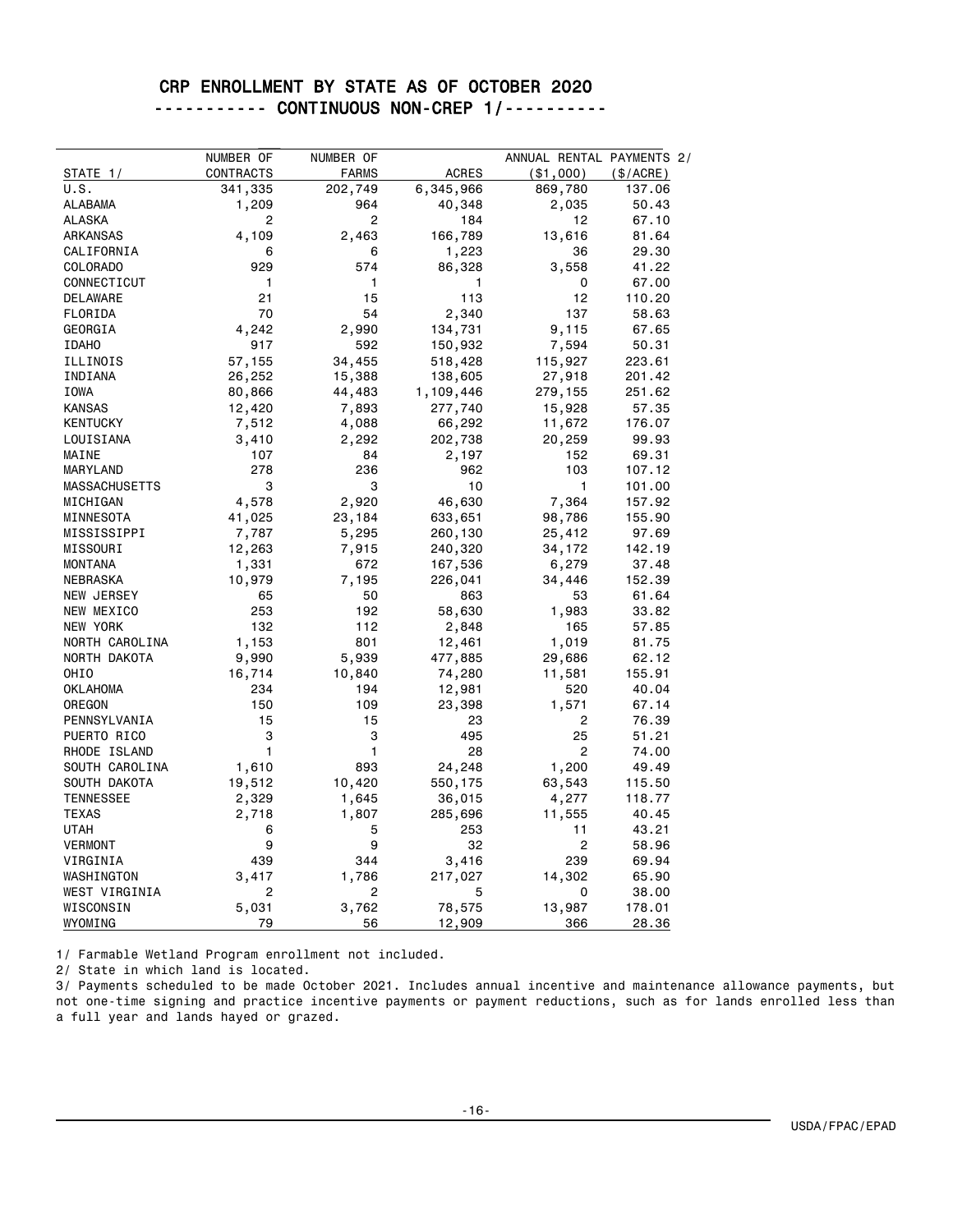# CRP ENROLLMENT BY STATE AS OF OCTOBER 2020

## ---------- CONTINUOUS NON-CREP 1/----------

| STATE 1/ | NUMBER OF CONTRACTS | NUMBER OF FARMS | ACRES | ANNUAL RENTAL PAYMENTS 2/ ($1,000) | ($/ACRE) |
|---|---|---|---|---|---|
| U.S. | 341,335 | 202,749 | 6,345,966 | 869,780 | 137.06 |
| ALABAMA | 1,209 | 964 | 40,348 | 2,035 | 50.43 |
| ALASKA | 2 | 2 | 184 | 12 | 67.10 |
| ARKANSAS | 4,109 | 2,463 | 166,789 | 13,616 | 81.64 |
| CALIFORNIA | 6 | 6 | 1,223 | 36 | 29.30 |
| COLORADO | 929 | 574 | 86,328 | 3,558 | 41.22 |
| CONNECTICUT | 1 | 1 | 1 | 0 | 67.00 |
| DELAWARE | 21 | 15 | 113 | 12 | 110.20 |
| FLORIDA | 70 | 54 | 2,340 | 137 | 58.63 |
| GEORGIA | 4,242 | 2,990 | 134,731 | 9,115 | 67.65 |
| IDAHO | 917 | 592 | 150,932 | 7,594 | 50.31 |
| ILLINOIS | 57,155 | 34,455 | 518,428 | 115,927 | 223.61 |
| INDIANA | 26,252 | 15,388 | 138,605 | 27,918 | 201.42 |
| IOWA | 80,866 | 44,483 | 1,109,446 | 279,155 | 251.62 |
| KANSAS | 12,420 | 7,893 | 277,740 | 15,928 | 57.35 |
| KENTUCKY | 7,512 | 4,088 | 66,292 | 11,672 | 176.07 |
| LOUISIANA | 3,410 | 2,292 | 202,738 | 20,259 | 99.93 |
| MAINE | 107 | 84 | 2,197 | 152 | 69.31 |
| MARYLAND | 278 | 236 | 962 | 103 | 107.12 |
| MASSACHUSETTS | 3 | 3 | 10 | 1 | 101.00 |
| MICHIGAN | 4,578 | 2,920 | 46,630 | 7,364 | 157.92 |
| MINNESOTA | 41,025 | 23,184 | 633,651 | 98,786 | 155.90 |
| MISSISSIPPI | 7,787 | 5,295 | 260,130 | 25,412 | 97.69 |
| MISSOURI | 12,263 | 7,915 | 240,320 | 34,172 | 142.19 |
| MONTANA | 1,331 | 672 | 167,536 | 6,279 | 37.48 |
| NEBRASKA | 10,979 | 7,195 | 226,041 | 34,446 | 152.39 |
| NEW JERSEY | 65 | 50 | 863 | 53 | 61.64 |
| NEW MEXICO | 253 | 192 | 58,630 | 1,983 | 33.82 |
| NEW YORK | 132 | 112 | 2,848 | 165 | 57.85 |
| NORTH CAROLINA | 1,153 | 801 | 12,461 | 1,019 | 81.75 |
| NORTH DAKOTA | 9,990 | 5,939 | 477,885 | 29,686 | 62.12 |
| OHIO | 16,714 | 10,840 | 74,280 | 11,581 | 155.91 |
| OKLAHOMA | 234 | 194 | 12,981 | 520 | 40.04 |
| OREGON | 150 | 109 | 23,398 | 1,571 | 67.14 |
| PENNSYLVANIA | 15 | 15 | 23 | 2 | 76.39 |
| PUERTO RICO | 3 | 3 | 495 | 25 | 51.21 |
| RHODE ISLAND | 1 | 1 | 28 | 2 | 74.00 |
| SOUTH CAROLINA | 1,610 | 893 | 24,248 | 1,200 | 49.49 |
| SOUTH DAKOTA | 19,512 | 10,420 | 550,175 | 63,543 | 115.50 |
| TENNESSEE | 2,329 | 1,645 | 36,015 | 4,277 | 118.77 |
| TEXAS | 2,718 | 1,807 | 285,696 | 11,555 | 40.45 |
| UTAH | 6 | 5 | 253 | 11 | 43.21 |
| VERMONT | 9 | 9 | 32 | 2 | 58.96 |
| VIRGINIA | 439 | 344 | 3,416 | 239 | 69.94 |
| WASHINGTON | 3,417 | 1,786 | 217,027 | 14,302 | 65.90 |
| WEST VIRGINIA | 2 | 2 | 5 | 0 | 38.00 |
| WISCONSIN | 5,031 | 3,762 | 78,575 | 13,987 | 178.01 |
| WYOMING | 79 | 56 | 12,909 | 366 | 28.36 |

1/ Farmable Wetland Program enrollment not included.

2/ State in which land is located.

3/ Payments scheduled to be made October 2021. Includes annual incentive and maintenance allowance payments, but not one-time signing and practice incentive payments or payment reductions, such as for lands enrolled less than a full year and lands hayed or grazed.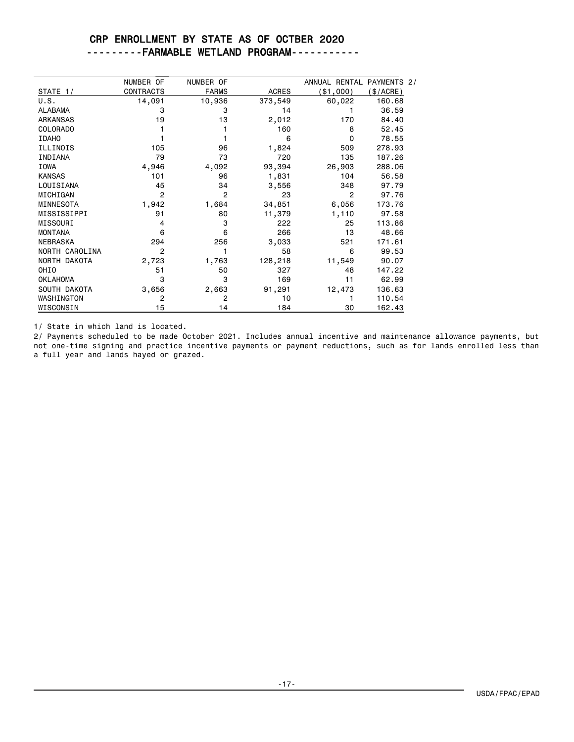# CRP ENROLLMENT BY STATE AS OF OCTBER 2020

## ---------FARMABLE WETLAND PROGRAM-----------

| STATE 1/ | NUMBER OF CONTRACTS | NUMBER OF FARMS | ACRES | ANNUAL RENTAL PAYMENTS 2/ ($1,000) | ($/ACRE) |
|---|---|---|---|---|---|
| U.S. | 14,091 | 10,936 | 373,549 | 60,022 | 160.68 |
| ALABAMA | 3 | 3 | 14 | 1 | 36.59 |
| ARKANSAS | 19 | 13 | 2,012 | 170 | 84.40 |
| COLORADO | 1 | 1 | 160 | 8 | 52.45 |
| IDAHO | 1 | 1 | 6 | 0 | 78.55 |
| ILLINOIS | 105 | 96 | 1,824 | 509 | 278.93 |
| INDIANA | 79 | 73 | 720 | 135 | 187.26 |
| IOWA | 4,946 | 4,092 | 93,394 | 26,903 | 288.06 |
| KANSAS | 101 | 96 | 1,831 | 104 | 56.58 |
| LOUISIANA | 45 | 34 | 3,556 | 348 | 97.79 |
| MICHIGAN | 2 | 2 | 23 | 2 | 97.76 |
| MINNESOTA | 1,942 | 1,684 | 34,851 | 6,056 | 173.76 |
| MISSISSIPPI | 91 | 80 | 11,379 | 1,110 | 97.58 |
| MISSOURI | 4 | 3 | 222 | 25 | 113.86 |
| MONTANA | 6 | 6 | 266 | 13 | 48.66 |
| NEBRASKA | 294 | 256 | 3,033 | 521 | 171.61 |
| NORTH CAROLINA | 2 | 1 | 58 | 6 | 99.53 |
| NORTH DAKOTA | 2,723 | 1,763 | 128,218 | 11,549 | 90.07 |
| OHIO | 51 | 50 | 327 | 48 | 147.22 |
| OKLAHOMA | 3 | 3 | 169 | 11 | 62.99 |
| SOUTH DAKOTA | 3,656 | 2,663 | 91,291 | 12,473 | 136.63 |
| WASHINGTON | 2 | 2 | 10 | 1 | 110.54 |
| WISCONSIN | 15 | 14 | 184 | 30 | 162.43 |

1/ State in which land is located.

2/ Payments scheduled to be made October 2021. Includes annual incentive and maintenance allowance payments, but not one-time signing and practice incentive payments or payment reductions, such as for lands enrolled less than a full year and lands hayed or grazed.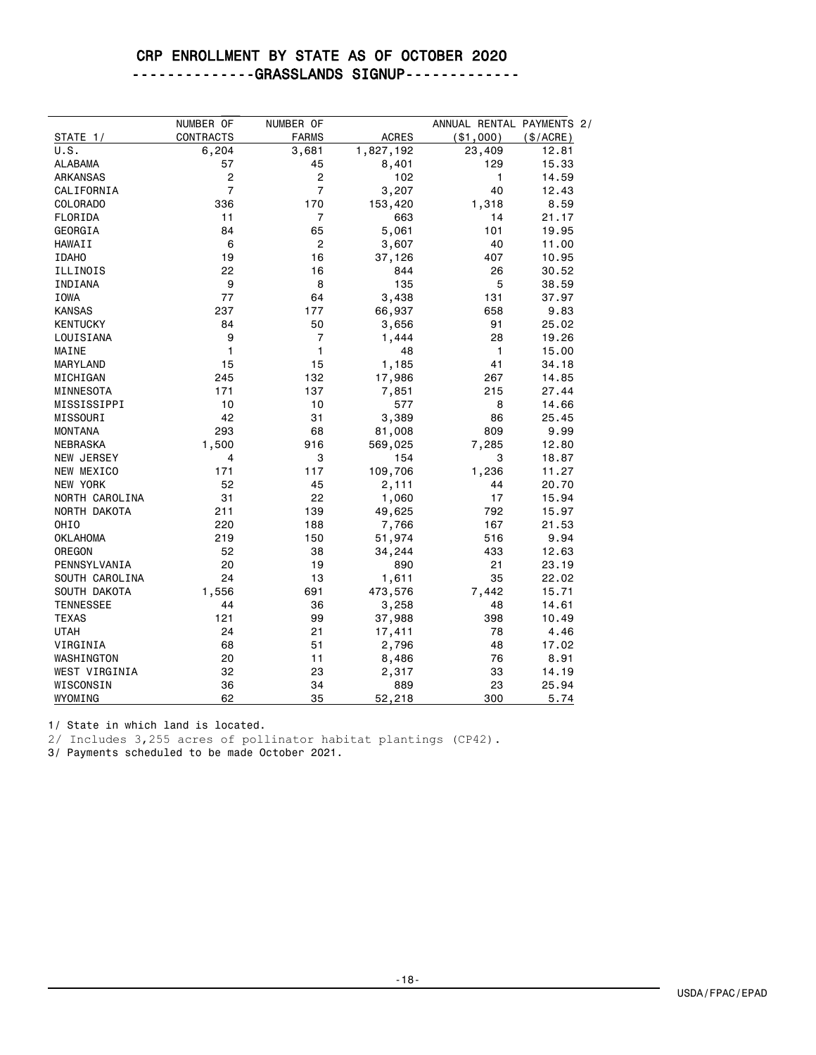# CRP ENROLLMENT BY STATE AS OF OCTOBER 2020

## -------------GRASSLANDS SIGNUP------------

| STATE 1/ | NUMBER OF CONTRACTS | NUMBER OF FARMS | ACRES | ANNUAL RENTAL PAYMENTS 2/ ($1,000) | ($/ACRE) |
|---|---|---|---|---|---|
| U.S. | 6,204 | 3,681 | 1,827,192 | 23,409 | 12.81 |
| ALABAMA | 57 | 45 | 8,401 | 129 | 15.33 |
| ARKANSAS | 2 | 2 | 102 | 1 | 14.59 |
| CALIFORNIA | 7 | 7 | 3,207 | 40 | 12.43 |
| COLORADO | 336 | 170 | 153,420 | 1,318 | 8.59 |
| FLORIDA | 11 | 7 | 663 | 14 | 21.17 |
| GEORGIA | 84 | 65 | 5,061 | 101 | 19.95 |
| HAWAII | 6 | 2 | 3,607 | 40 | 11.00 |
| IDAHO | 19 | 16 | 37,126 | 407 | 10.95 |
| ILLINOIS | 22 | 16 | 844 | 26 | 30.52 |
| INDIANA | 9 | 8 | 135 | 5 | 38.59 |
| IOWA | 77 | 64 | 3,438 | 131 | 37.97 |
| KANSAS | 237 | 177 | 66,937 | 658 | 9.83 |
| KENTUCKY | 84 | 50 | 3,656 | 91 | 25.02 |
| LOUISIANA | 9 | 7 | 1,444 | 28 | 19.26 |
| MAINE | 1 | 1 | 48 | 1 | 15.00 |
| MARYLAND | 15 | 15 | 1,185 | 41 | 34.18 |
| MICHIGAN | 245 | 132 | 17,986 | 267 | 14.85 |
| MINNESOTA | 171 | 137 | 7,851 | 215 | 27.44 |
| MISSISSIPPI | 10 | 10 | 577 | 8 | 14.66 |
| MISSOURI | 42 | 31 | 3,389 | 86 | 25.45 |
| MONTANA | 293 | 68 | 81,008 | 809 | 9.99 |
| NEBRASKA | 1,500 | 916 | 569,025 | 7,285 | 12.80 |
| NEW JERSEY | 4 | 3 | 154 | 3 | 18.87 |
| NEW MEXICO | 171 | 117 | 109,706 | 1,236 | 11.27 |
| NEW YORK | 52 | 45 | 2,111 | 44 | 20.70 |
| NORTH CAROLINA | 31 | 22 | 1,060 | 17 | 15.94 |
| NORTH DAKOTA | 211 | 139 | 49,625 | 792 | 15.97 |
| OHIO | 220 | 188 | 7,766 | 167 | 21.53 |
| OKLAHOMA | 219 | 150 | 51,974 | 516 | 9.94 |
| OREGON | 52 | 38 | 34,244 | 433 | 12.63 |
| PENNSYLVANIA | 20 | 19 | 890 | 21 | 23.19 |
| SOUTH CAROLINA | 24 | 13 | 1,611 | 35 | 22.02 |
| SOUTH DAKOTA | 1,556 | 691 | 473,576 | 7,442 | 15.71 |
| TENNESSEE | 44 | 36 | 3,258 | 48 | 14.61 |
| TEXAS | 121 | 99 | 37,988 | 398 | 10.49 |
| UTAH | 24 | 21 | 17,411 | 78 | 4.46 |
| VIRGINIA | 68 | 51 | 2,796 | 48 | 17.02 |
| WASHINGTON | 20 | 11 | 8,486 | 76 | 8.91 |
| WEST VIRGINIA | 32 | 23 | 2,317 | 33 | 14.19 |
| WISCONSIN | 36 | 34 | 889 | 23 | 25.94 |
| WYOMING | 62 | 35 | 52,218 | 300 | 5.74 |

1/ State in which land is located.

2/ Includes 3,255 acres of pollinator habitat plantings (CP42).

3/ Payments scheduled to be made October 2021.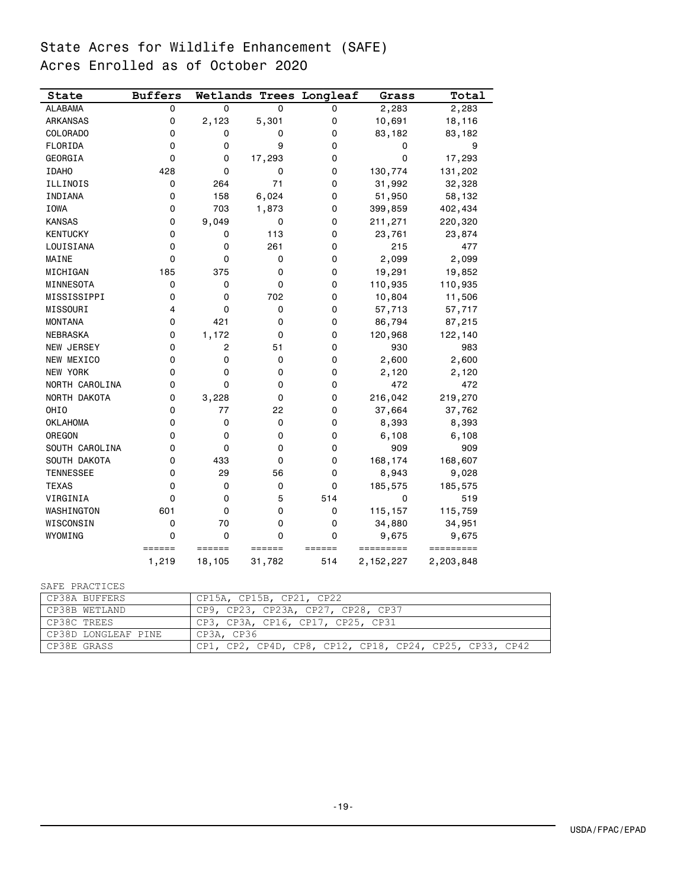# State Acres for Wildlife Enhancement (SAFE)
## Acres Enrolled as of October 2020

| State | Buffers | Wetlands | Trees | Longleaf | Grass | Total |
|---|---|---|---|---|---|---|
| ALABAMA | 0 | 0 | 0 | 0 | 2,283 | 2,283 |
| ARKANSAS | 0 | 2,123 | 5,301 | 0 | 10,691 | 18,116 |
| COLORADO | 0 | 0 | 0 | 0 | 83,182 | 83,182 |
| FLORIDA | 0 | 0 | 9 | 0 | 0 | 9 |
| GEORGIA | 0 | 0 | 17,293 | 0 | 0 | 17,293 |
| IDAHO | 428 | 0 | 0 | 0 | 130,774 | 131,202 |
| ILLINOIS | 0 | 264 | 71 | 0 | 31,992 | 32,328 |
| INDIANA | 0 | 158 | 6,024 | 0 | 51,950 | 58,132 |
| IOWA | 0 | 703 | 1,873 | 0 | 399,859 | 402,434 |
| KANSAS | 0 | 9,049 | 0 | 0 | 211,271 | 220,320 |
| KENTUCKY | 0 | 0 | 113 | 0 | 23,761 | 23,874 |
| LOUISIANA | 0 | 0 | 261 | 0 | 215 | 477 |
| MAINE | 0 | 0 | 0 | 0 | 2,099 | 2,099 |
| MICHIGAN | 185 | 375 | 0 | 0 | 19,291 | 19,852 |
| MINNESOTA | 0 | 0 | 0 | 0 | 110,935 | 110,935 |
| MISSISSIPPI | 0 | 0 | 702 | 0 | 10,804 | 11,506 |
| MISSOURI | 4 | 0 | 0 | 0 | 57,713 | 57,717 |
| MONTANA | 0 | 421 | 0 | 0 | 86,794 | 87,215 |
| NEBRASKA | 0 | 1,172 | 0 | 0 | 120,968 | 122,140 |
| NEW JERSEY | 0 | 2 | 51 | 0 | 930 | 983 |
| NEW MEXICO | 0 | 0 | 0 | 0 | 2,600 | 2,600 |
| NEW YORK | 0 | 0 | 0 | 0 | 2,120 | 2,120 |
| NORTH CAROLINA | 0 | 0 | 0 | 0 | 472 | 472 |
| NORTH DAKOTA | 0 | 3,228 | 0 | 0 | 216,042 | 219,270 |
| OHIO | 0 | 77 | 22 | 0 | 37,664 | 37,762 |
| OKLAHOMA | 0 | 0 | 0 | 0 | 8,393 | 8,393 |
| OREGON | 0 | 0 | 0 | 0 | 6,108 | 6,108 |
| SOUTH CAROLINA | 0 | 0 | 0 | 0 | 909 | 909 |
| SOUTH DAKOTA | 0 | 433 | 0 | 0 | 168,174 | 168,607 |
| TENNESSEE | 0 | 29 | 56 | 0 | 8,943 | 9,028 |
| TEXAS | 0 | 0 | 0 | 0 | 185,575 | 185,575 |
| VIRGINIA | 0 | 0 | 5 | 514 | 0 | 519 |
| WASHINGTON | 601 | 0 | 0 | 0 | 115,157 | 115,759 |
| WISCONSIN | 0 | 70 | 0 | 0 | 34,880 | 34,951 |
| WYOMING | 0 | 0 | 0 | 0 | 9,675 | 9,675 |
| | 1,219 | 18,105 | 31,782 | 514 | 2,152,227 | 2,203,848 |

SAFE PRACTICES

| Practice | Components |
|---|---|
| CP38A BUFFERS | CP15A, CP15B, CP21, CP22 |
| CP38B WETLAND | CP9, CP23, CP23A, CP27, CP28, CP37 |
| CP38C TREES | CP3, CP3A, CP16, CP17, CP25, CP31 |
| CP38D LONGLEAF PINE | CP3A, CP36 |
| CP38E GRASS | CP1, CP2, CP4D, CP8, CP12, CP18, CP24, CP25, CP33, CP42 |

USDA/FPAC/EPAD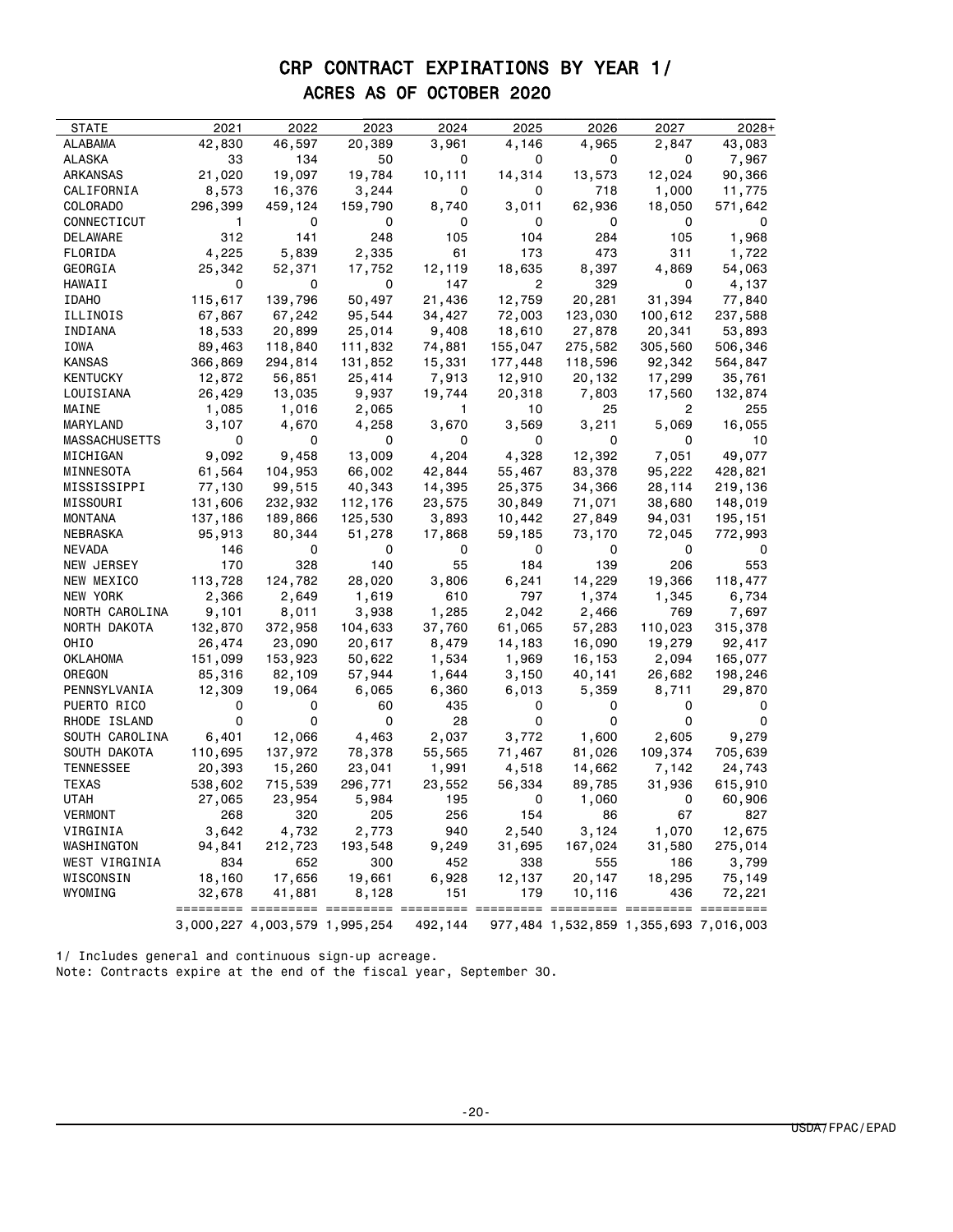# CRP CONTRACT EXPIRATIONS BY YEAR 1/

## ACRES AS OF OCTOBER 2020

| STATE | 2021 | 2022 | 2023 | 2024 | 2025 | 2026 | 2027 | 2028+ |
|---|---|---|---|---|---|---|---|---|
| ALABAMA | 42,830 | 46,597 | 20,389 | 3,961 | 4,146 | 4,965 | 2,847 | 43,083 |
| ALASKA | 33 | 134 | 50 | 0 | 0 | 0 | 0 | 7,967 |
| ARKANSAS | 21,020 | 19,097 | 19,784 | 10,111 | 14,314 | 13,573 | 12,024 | 90,366 |
| CALIFORNIA | 8,573 | 16,376 | 3,244 | 0 | 0 | 718 | 1,000 | 11,775 |
| COLORADO | 296,399 | 459,124 | 159,790 | 8,740 | 3,011 | 62,936 | 18,050 | 571,642 |
| CONNECTICUT | 1 | 0 | 0 | 0 | 0 | 0 | 0 | 0 |
| DELAWARE | 312 | 141 | 248 | 105 | 104 | 284 | 105 | 1,968 |
| FLORIDA | 4,225 | 5,839 | 2,335 | 61 | 173 | 473 | 311 | 1,722 |
| GEORGIA | 25,342 | 52,371 | 17,752 | 12,119 | 18,635 | 8,397 | 4,869 | 54,063 |
| HAWAII | 0 | 0 | 0 | 147 | 2 | 329 | 0 | 4,137 |
| IDAHO | 115,617 | 139,796 | 50,497 | 21,436 | 12,759 | 20,281 | 31,394 | 77,840 |
| ILLINOIS | 67,867 | 67,242 | 95,544 | 34,427 | 72,003 | 123,030 | 100,612 | 237,588 |
| INDIANA | 18,533 | 20,899 | 25,014 | 9,408 | 18,610 | 27,878 | 20,341 | 53,893 |
| IOWA | 89,463 | 118,840 | 111,832 | 74,881 | 155,047 | 275,582 | 305,560 | 506,346 |
| KANSAS | 366,869 | 294,814 | 131,852 | 15,331 | 177,448 | 118,596 | 92,342 | 564,847 |
| KENTUCKY | 12,872 | 56,851 | 25,414 | 7,913 | 12,910 | 20,132 | 17,299 | 35,761 |
| LOUISIANA | 26,429 | 13,035 | 9,937 | 19,744 | 20,318 | 7,803 | 17,560 | 132,874 |
| MAINE | 1,085 | 1,016 | 2,065 | 1 | 10 | 25 | 2 | 255 |
| MARYLAND | 3,107 | 4,670 | 4,258 | 3,670 | 3,569 | 3,211 | 5,069 | 16,055 |
| MASSACHUSETTS | 0 | 0 | 0 | 0 | 0 | 0 | 0 | 10 |
| MICHIGAN | 9,092 | 9,458 | 13,009 | 4,204 | 4,328 | 12,392 | 7,051 | 49,077 |
| MINNESOTA | 61,564 | 104,953 | 66,002 | 42,844 | 55,467 | 83,378 | 95,222 | 428,821 |
| MISSISSIPPI | 77,130 | 99,515 | 40,343 | 14,395 | 25,375 | 34,366 | 28,114 | 219,136 |
| MISSOURI | 131,606 | 232,932 | 112,176 | 23,575 | 30,849 | 71,071 | 38,680 | 148,019 |
| MONTANA | 137,186 | 189,866 | 125,530 | 3,893 | 10,442 | 27,849 | 94,031 | 195,151 |
| NEBRASKA | 95,913 | 80,344 | 51,278 | 17,868 | 59,185 | 73,170 | 72,045 | 772,993 |
| NEVADA | 146 | 0 | 0 | 0 | 0 | 0 | 0 | 0 |
| NEW JERSEY | 170 | 328 | 140 | 55 | 184 | 139 | 206 | 553 |
| NEW MEXICO | 113,728 | 124,782 | 28,020 | 3,806 | 6,241 | 14,229 | 19,366 | 118,477 |
| NEW YORK | 2,366 | 2,649 | 1,619 | 610 | 797 | 1,374 | 1,345 | 6,734 |
| NORTH CAROLINA | 9,101 | 8,011 | 3,938 | 1,285 | 2,042 | 2,466 | 769 | 7,697 |
| NORTH DAKOTA | 132,870 | 372,958 | 104,633 | 37,760 | 61,065 | 57,283 | 110,023 | 315,378 |
| OHIO | 26,474 | 23,090 | 20,617 | 8,479 | 14,183 | 16,090 | 19,279 | 92,417 |
| OKLAHOMA | 151,099 | 153,923 | 50,622 | 1,534 | 1,969 | 16,153 | 2,094 | 165,077 |
| OREGON | 85,316 | 82,109 | 57,944 | 1,644 | 3,150 | 40,141 | 26,682 | 198,246 |
| PENNSYLVANIA | 12,309 | 19,064 | 6,065 | 6,360 | 6,013 | 5,359 | 8,711 | 29,870 |
| PUERTO RICO | 0 | 0 | 60 | 435 | 0 | 0 | 0 | 0 |
| RHODE ISLAND | 0 | 0 | 0 | 28 | 0 | 0 | 0 | 0 |
| SOUTH CAROLINA | 6,401 | 12,066 | 4,463 | 2,037 | 3,772 | 1,600 | 2,605 | 9,279 |
| SOUTH DAKOTA | 110,695 | 137,972 | 78,378 | 55,565 | 71,467 | 81,026 | 109,374 | 705,639 |
| TENNESSEE | 20,393 | 15,260 | 23,041 | 1,991 | 4,518 | 14,662 | 7,142 | 24,743 |
| TEXAS | 538,602 | 715,539 | 296,771 | 23,552 | 56,334 | 89,785 | 31,936 | 615,910 |
| UTAH | 27,065 | 23,954 | 5,984 | 195 | 0 | 1,060 | 0 | 60,906 |
| VERMONT | 268 | 320 | 205 | 256 | 154 | 86 | 67 | 827 |
| VIRGINIA | 3,642 | 4,732 | 2,773 | 940 | 2,540 | 3,124 | 1,070 | 12,675 |
| WASHINGTON | 94,841 | 212,723 | 193,548 | 9,249 | 31,695 | 167,024 | 31,580 | 275,014 |
| WEST VIRGINIA | 834 | 652 | 300 | 452 | 338 | 555 | 186 | 3,799 |
| WISCONSIN | 18,160 | 17,656 | 19,661 | 6,928 | 12,137 | 20,147 | 18,295 | 75,149 |
| WYOMING | 32,678 | 41,881 | 8,128 | 151 | 179 | 10,116 | 436 | 72,221 |
| | 3,000,227 | 4,003,579 | 1,995,254 | 492,144 | 977,484 | 1,532,859 | 1,355,693 | 7,016,003 |

1/ Includes general and continuous sign-up acreage.
Note: Contracts expire at the end of the fiscal year, September 30.

USDA/FPAC/EPAD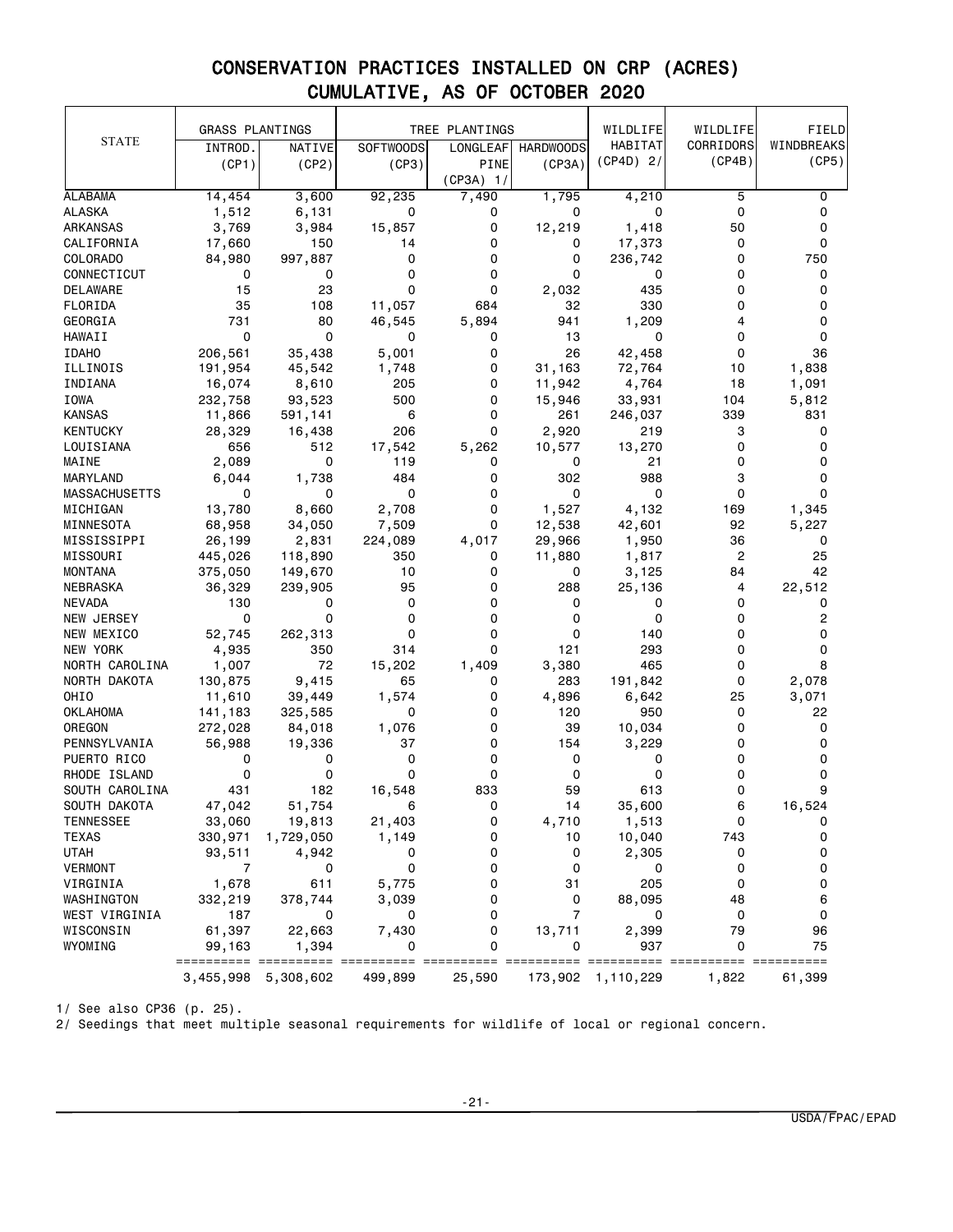# CONSERVATION PRACTICES INSTALLED ON CRP (ACRES)
## CUMULATIVE, AS OF OCTOBER 2020

| STATE | GRASS PLANTINGS | | TREE PLANTINGS | | | WILDLIFE HABITAT | WILDLIFE CORRIDORS | FIELD WINDBREAKS |
|---|---|---|---|---|---|---|---|---|
| | INTROD. (CP1) | NATIVE (CP2) | SOFTWOODS (CP3) | LONGLEAF PINE (CP3A) 1/ | HARDWOODS (CP3A) | (CP4D) 2/ | (CP4B) | (CP5) |
| ALABAMA | 14,454 | 3,600 | 92,235 | 7,490 | 1,795 | 4,210 | 5 | 0 |
| ALASKA | 1,512 | 6,131 | 0 | 0 | 0 | 0 | 0 | 0 |
| ARKANSAS | 3,769 | 3,984 | 15,857 | 0 | 12,219 | 1,418 | 50 | 0 |
| CALIFORNIA | 17,660 | 150 | 14 | 0 | 0 | 17,373 | 0 | 0 |
| COLORADO | 84,980 | 997,887 | 0 | 0 | 0 | 236,742 | 0 | 750 |
| CONNECTICUT | 0 | 0 | 0 | 0 | 0 | 0 | 0 | 0 |
| DELAWARE | 15 | 23 | 0 | 0 | 2,032 | 435 | 0 | 0 |
| FLORIDA | 35 | 108 | 11,057 | 684 | 32 | 330 | 0 | 0 |
| GEORGIA | 731 | 80 | 46,545 | 5,894 | 941 | 1,209 | 4 | 0 |
| HAWAII | 0 | 0 | 0 | 0 | 13 | 0 | 0 | 0 |
| IDAHO | 206,561 | 35,438 | 5,001 | 0 | 26 | 42,458 | 0 | 36 |
| ILLINOIS | 191,954 | 45,542 | 1,748 | 0 | 31,163 | 72,764 | 10 | 1,838 |
| INDIANA | 16,074 | 8,610 | 205 | 0 | 11,942 | 4,764 | 18 | 1,091 |
| IOWA | 232,758 | 93,523 | 500 | 0 | 15,946 | 33,931 | 104 | 5,812 |
| KANSAS | 11,866 | 591,141 | 6 | 0 | 261 | 246,037 | 339 | 831 |
| KENTUCKY | 28,329 | 16,438 | 206 | 0 | 2,920 | 219 | 3 | 0 |
| LOUISIANA | 656 | 512 | 17,542 | 5,262 | 10,577 | 13,270 | 0 | 0 |
| MAINE | 2,089 | 0 | 119 | 0 | 0 | 21 | 0 | 0 |
| MARYLAND | 6,044 | 1,738 | 484 | 0 | 302 | 988 | 3 | 0 |
| MASSACHUSETTS | 0 | 0 | 0 | 0 | 0 | 0 | 0 | 0 |
| MICHIGAN | 13,780 | 8,660 | 2,708 | 0 | 1,527 | 4,132 | 169 | 1,345 |
| MINNESOTA | 68,958 | 34,050 | 7,509 | 0 | 12,538 | 42,601 | 92 | 5,227 |
| MISSISSIPPI | 26,199 | 2,831 | 224,089 | 4,017 | 29,966 | 1,950 | 36 | 0 |
| MISSOURI | 445,026 | 118,890 | 350 | 0 | 11,880 | 1,817 | 2 | 25 |
| MONTANA | 375,050 | 149,670 | 10 | 0 | 0 | 3,125 | 84 | 42 |
| NEBRASKA | 36,329 | 239,905 | 95 | 0 | 288 | 25,136 | 4 | 22,512 |
| NEVADA | 130 | 0 | 0 | 0 | 0 | 0 | 0 | 0 |
| NEW JERSEY | 0 | 0 | 0 | 0 | 0 | 0 | 0 | 2 |
| NEW MEXICO | 52,745 | 262,313 | 0 | 0 | 0 | 140 | 0 | 0 |
| NEW YORK | 4,935 | 350 | 314 | 0 | 121 | 293 | 0 | 0 |
| NORTH CAROLINA | 1,007 | 72 | 15,202 | 1,409 | 3,380 | 465 | 0 | 8 |
| NORTH DAKOTA | 130,875 | 9,415 | 65 | 0 | 283 | 191,842 | 0 | 2,078 |
| OHIO | 11,610 | 39,449 | 1,574 | 0 | 4,896 | 6,642 | 25 | 3,071 |
| OKLAHOMA | 141,183 | 325,585 | 0 | 0 | 120 | 950 | 0 | 22 |
| OREGON | 272,028 | 84,018 | 1,076 | 0 | 39 | 10,034 | 0 | 0 |
| PENNSYLVANIA | 56,988 | 19,336 | 37 | 0 | 154 | 3,229 | 0 | 0 |
| PUERTO RICO | 0 | 0 | 0 | 0 | 0 | 0 | 0 | 0 |
| RHODE ISLAND | 0 | 0 | 0 | 0 | 0 | 0 | 0 | 0 |
| SOUTH CAROLINA | 431 | 182 | 16,548 | 833 | 59 | 613 | 0 | 9 |
| SOUTH DAKOTA | 47,042 | 51,754 | 6 | 0 | 14 | 35,600 | 6 | 16,524 |
| TENNESSEE | 33,060 | 19,813 | 21,403 | 0 | 4,710 | 1,513 | 0 | 0 |
| TEXAS | 330,971 | 1,729,050 | 1,149 | 0 | 10 | 10,040 | 743 | 0 |
| UTAH | 93,511 | 4,942 | 0 | 0 | 0 | 2,305 | 0 | 0 |
| VERMONT | 7 | 0 | 0 | 0 | 0 | 0 | 0 | 0 |
| VIRGINIA | 1,678 | 611 | 5,775 | 0 | 31 | 205 | 0 | 0 |
| WASHINGTON | 332,219 | 378,744 | 3,039 | 0 | 0 | 88,095 | 48 | 6 |
| WEST VIRGINIA | 187 | 0 | 0 | 0 | 7 | 0 | 0 | 0 |
| WISCONSIN | 61,397 | 22,663 | 7,430 | 0 | 13,711 | 2,399 | 79 | 96 |
| WYOMING | 99,163 | 1,394 | 0 | 0 | 0 | 937 | 0 | 75 |
| | 3,455,998 | 5,308,602 | 499,899 | 25,590 | 173,902 | 1,110,229 | 1,822 | 61,399 |

1/ See also CP36 (p. 25).

2/ Seedings that meet multiple seasonal requirements for wildlife of local or regional concern.

USDA/FPAC/EPAD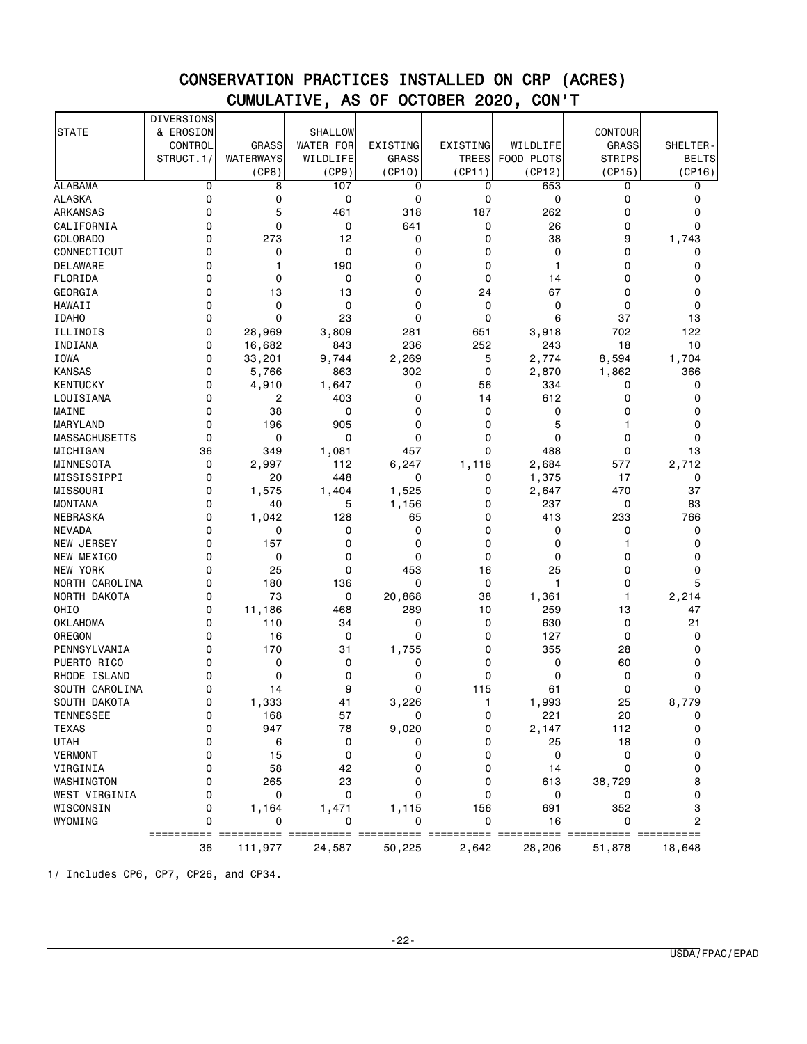## CONSERVATION PRACTICES INSTALLED ON CRP (ACRES)
## CUMULATIVE, AS OF OCTOBER 2020, CON'T

| STATE | DIVERSIONS & EROSION CONTROL STRUCT.1/ | GRASS WATERWAYS (CP8) | SHALLOW WATER FOR WILDLIFE (CP9) | EXISTING GRASS (CP10) | EXISTING TREES (CP11) | WILDLIFE FOOD PLOTS (CP12) | CONTOUR GRASS STRIPS (CP15) | SHELTER-BELTS (CP16) |
|---|---|---|---|---|---|---|---|---|
| ALABAMA | 0 | 8 | 107 | 0 | 0 | 653 | 0 | 0 |
| ALASKA | 0 | 0 | 0 | 0 | 0 | 0 | 0 | 0 |
| ARKANSAS | 0 | 5 | 461 | 318 | 187 | 262 | 0 | 0 |
| CALIFORNIA | 0 | 0 | 0 | 641 | 0 | 26 | 0 | 0 |
| COLORADO | 0 | 273 | 12 | 0 | 0 | 38 | 9 | 1,743 |
| CONNECTICUT | 0 | 0 | 0 | 0 | 0 | 0 | 0 | 0 |
| DELAWARE | 0 | 1 | 190 | 0 | 0 | 1 | 0 | 0 |
| FLORIDA | 0 | 0 | 0 | 0 | 0 | 14 | 0 | 0 |
| GEORGIA | 0 | 13 | 13 | 0 | 24 | 67 | 0 | 0 |
| HAWAII | 0 | 0 | 0 | 0 | 0 | 0 | 0 | 0 |
| IDAHO | 0 | 0 | 23 | 0 | 0 | 6 | 37 | 13 |
| ILLINOIS | 0 | 28,969 | 3,809 | 281 | 651 | 3,918 | 702 | 122 |
| INDIANA | 0 | 16,682 | 843 | 236 | 252 | 243 | 18 | 10 |
| IOWA | 0 | 33,201 | 9,744 | 2,269 | 5 | 2,774 | 8,594 | 1,704 |
| KANSAS | 0 | 5,766 | 863 | 302 | 0 | 2,870 | 1,862 | 366 |
| KENTUCKY | 0 | 4,910 | 1,647 | 0 | 56 | 334 | 0 | 0 |
| LOUISIANA | 0 | 2 | 403 | 0 | 14 | 612 | 0 | 0 |
| MAINE | 0 | 38 | 0 | 0 | 0 | 0 | 0 | 0 |
| MARYLAND | 0 | 196 | 905 | 0 | 0 | 5 | 1 | 0 |
| MASSACHUSETTS | 0 | 0 | 0 | 0 | 0 | 0 | 0 | 0 |
| MICHIGAN | 36 | 349 | 1,081 | 457 | 0 | 488 | 0 | 13 |
| MINNESOTA | 0 | 2,997 | 112 | 6,247 | 1,118 | 2,684 | 577 | 2,712 |
| MISSISSIPPI | 0 | 20 | 448 | 0 | 0 | 1,375 | 17 | 0 |
| MISSOURI | 0 | 1,575 | 1,404 | 1,525 | 0 | 2,647 | 470 | 37 |
| MONTANA | 0 | 40 | 5 | 1,156 | 0 | 237 | 0 | 83 |
| NEBRASKA | 0 | 1,042 | 128 | 65 | 0 | 413 | 233 | 766 |
| NEVADA | 0 | 0 | 0 | 0 | 0 | 0 | 0 | 0 |
| NEW JERSEY | 0 | 157 | 0 | 0 | 0 | 0 | 1 | 0 |
| NEW MEXICO | 0 | 0 | 0 | 0 | 0 | 0 | 0 | 0 |
| NEW YORK | 0 | 25 | 0 | 453 | 16 | 25 | 0 | 0 |
| NORTH CAROLINA | 0 | 180 | 136 | 0 | 0 | 1 | 0 | 5 |
| NORTH DAKOTA | 0 | 73 | 0 | 20,868 | 38 | 1,361 | 1 | 2,214 |
| OHIO | 0 | 11,186 | 468 | 289 | 10 | 259 | 13 | 47 |
| OKLAHOMA | 0 | 110 | 34 | 0 | 0 | 630 | 0 | 21 |
| OREGON | 0 | 16 | 0 | 0 | 0 | 127 | 0 | 0 |
| PENNSYLVANIA | 0 | 170 | 31 | 1,755 | 0 | 355 | 28 | 0 |
| PUERTO RICO | 0 | 0 | 0 | 0 | 0 | 0 | 60 | 0 |
| RHODE ISLAND | 0 | 0 | 0 | 0 | 0 | 0 | 0 | 0 |
| SOUTH CAROLINA | 0 | 14 | 9 | 0 | 115 | 61 | 0 | 0 |
| SOUTH DAKOTA | 0 | 1,333 | 41 | 3,226 | 1 | 1,993 | 25 | 8,779 |
| TENNESSEE | 0 | 168 | 57 | 0 | 0 | 221 | 20 | 0 |
| TEXAS | 0 | 947 | 78 | 9,020 | 0 | 2,147 | 112 | 0 |
| UTAH | 0 | 6 | 0 | 0 | 0 | 25 | 18 | 0 |
| VERMONT | 0 | 15 | 0 | 0 | 0 | 0 | 0 | 0 |
| VIRGINIA | 0 | 58 | 42 | 0 | 0 | 14 | 0 | 0 |
| WASHINGTON | 0 | 265 | 23 | 0 | 0 | 613 | 38,729 | 8 |
| WEST VIRGINIA | 0 | 0 | 0 | 0 | 0 | 0 | 0 | 0 |
| WISCONSIN | 0 | 1,164 | 1,471 | 1,115 | 156 | 691 | 352 | 3 |
| WYOMING | 0 | 0 | 0 | 0 | 0 | 16 | 0 | 2 |
| | 36 | 111,977 | 24,587 | 50,225 | 2,642 | 28,206 | 51,878 | 18,648 |

1/ Includes CP6, CP7, CP26, and CP34.

USDA/FPAC/EPAD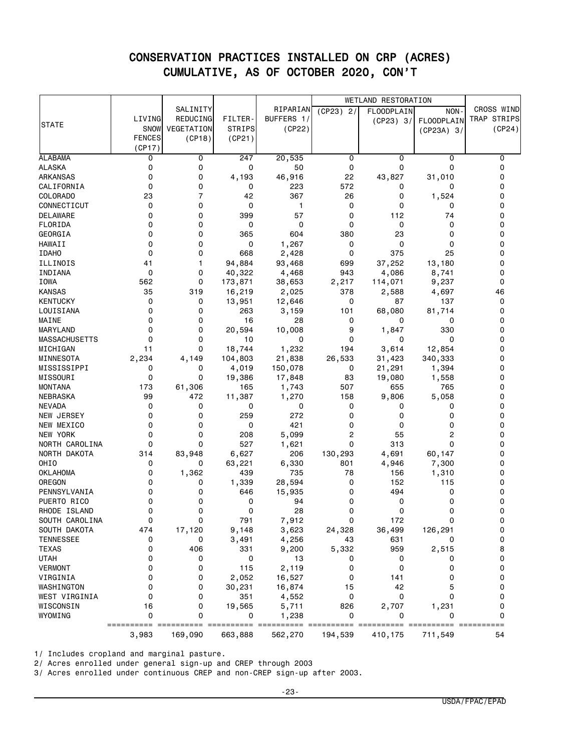# CONSERVATION PRACTICES INSTALLED ON CRP (ACRES)
## CUMULATIVE, AS OF OCTOBER 2020, CON'T

| STATE | LIVING SNOW FENCES (CP17) | SALINITY REDUCING VEGETATION (CP18) | FILTER-STRIPS (CP21) | RIPARIAN BUFFERS 1/ (CP22) | WETLAND RESTORATION (CP23) 2/ | WETLAND RESTORATION FLOODPLAIN (CP23) 3/ | WETLAND RESTORATION NON-FLOODPLAIN (CP23A) 3/ | CROSS WIND TRAP STRIPS (CP24) |
|---|---|---|---|---|---|---|---|---|
| ALABAMA | 0 | 0 | 247 | 20,535 | 0 | 0 | 0 | 0 |
| ALASKA | 0 | 0 | 0 | 50 | 0 | 0 | 0 | 0 |
| ARKANSAS | 0 | 0 | 4,193 | 46,916 | 22 | 43,827 | 31,010 | 0 |
| CALIFORNIA | 0 | 0 | 0 | 223 | 572 | 0 | 0 | 0 |
| COLORADO | 23 | 7 | 42 | 367 | 26 | 0 | 1,524 | 0 |
| CONNECTICUT | 0 | 0 | 0 | 1 | 0 | 0 | 0 | 0 |
| DELAWARE | 0 | 0 | 399 | 57 | 0 | 112 | 74 | 0 |
| FLORIDA | 0 | 0 | 0 | 0 | 0 | 0 | 0 | 0 |
| GEORGIA | 0 | 0 | 365 | 604 | 380 | 23 | 0 | 0 |
| HAWAII | 0 | 0 | 0 | 1,267 | 0 | 0 | 0 | 0 |
| IDAHO | 0 | 0 | 668 | 2,428 | 0 | 375 | 25 | 0 |
| ILLINOIS | 41 | 1 | 94,884 | 93,468 | 699 | 37,252 | 13,180 | 0 |
| INDIANA | 0 | 0 | 40,322 | 4,468 | 943 | 4,086 | 8,741 | 0 |
| IOWA | 562 | 0 | 173,871 | 38,653 | 2,217 | 114,071 | 9,237 | 0 |
| KANSAS | 35 | 319 | 16,219 | 2,025 | 378 | 2,588 | 4,697 | 46 |
| KENTUCKY | 0 | 0 | 13,951 | 12,646 | 0 | 87 | 137 | 0 |
| LOUISIANA | 0 | 0 | 263 | 3,159 | 101 | 68,080 | 81,714 | 0 |
| MAINE | 0 | 0 | 16 | 28 | 0 | 0 | 0 | 0 |
| MARYLAND | 0 | 0 | 20,594 | 10,008 | 9 | 1,847 | 330 | 0 |
| MASSACHUSETTS | 0 | 0 | 10 | 0 | 0 | 0 | 0 | 0 |
| MICHIGAN | 11 | 0 | 18,744 | 1,232 | 194 | 3,614 | 12,854 | 0 |
| MINNESOTA | 2,234 | 4,149 | 104,803 | 21,838 | 26,533 | 31,423 | 340,333 | 0 |
| MISSISSIPPI | 0 | 0 | 4,019 | 150,078 | 0 | 21,291 | 1,394 | 0 |
| MISSOURI | 0 | 0 | 19,386 | 17,848 | 83 | 19,080 | 1,558 | 0 |
| MONTANA | 173 | 61,306 | 165 | 1,743 | 507 | 655 | 765 | 0 |
| NEBRASKA | 99 | 472 | 11,387 | 1,270 | 158 | 9,806 | 5,058 | 0 |
| NEVADA | 0 | 0 | 0 | 0 | 0 | 0 | 0 | 0 |
| NEW JERSEY | 0 | 0 | 259 | 272 | 0 | 0 | 0 | 0 |
| NEW MEXICO | 0 | 0 | 0 | 421 | 0 | 0 | 0 | 0 |
| NEW YORK | 0 | 0 | 208 | 5,099 | 2 | 55 | 2 | 0 |
| NORTH CAROLINA | 0 | 0 | 527 | 1,621 | 0 | 313 | 0 | 0 |
| NORTH DAKOTA | 314 | 83,948 | 6,627 | 206 | 130,293 | 4,691 | 60,147 | 0 |
| OHIO | 0 | 0 | 63,221 | 6,330 | 801 | 4,946 | 7,300 | 0 |
| OKLAHOMA | 0 | 1,362 | 439 | 735 | 78 | 156 | 1,310 | 0 |
| OREGON | 0 | 0 | 1,339 | 28,594 | 0 | 152 | 115 | 0 |
| PENNSYLVANIA | 0 | 0 | 646 | 15,935 | 0 | 494 | 0 | 0 |
| PUERTO RICO | 0 | 0 | 0 | 94 | 0 | 0 | 0 | 0 |
| RHODE ISLAND | 0 | 0 | 0 | 28 | 0 | 0 | 0 | 0 |
| SOUTH CAROLINA | 0 | 0 | 791 | 7,912 | 0 | 172 | 0 | 0 |
| SOUTH DAKOTA | 474 | 17,120 | 9,148 | 3,623 | 24,328 | 36,499 | 126,291 | 0 |
| TENNESSEE | 0 | 0 | 3,491 | 4,256 | 43 | 631 | 0 | 0 |
| TEXAS | 0 | 406 | 331 | 9,200 | 5,332 | 959 | 2,515 | 8 |
| UTAH | 0 | 0 | 0 | 13 | 0 | 0 | 0 | 0 |
| VERMONT | 0 | 0 | 115 | 2,119 | 0 | 0 | 0 | 0 |
| VIRGINIA | 0 | 0 | 2,052 | 16,527 | 0 | 141 | 0 | 0 |
| WASHINGTON | 0 | 0 | 30,231 | 16,874 | 15 | 42 | 5 | 0 |
| WEST VIRGINIA | 0 | 0 | 351 | 4,552 | 0 | 0 | 0 | 0 |
| WISCONSIN | 16 | 0 | 19,565 | 5,711 | 826 | 2,707 | 1,231 | 0 |
| WYOMING | 0 | 0 | 0 | 1,238 | 0 | 0 | 0 | 0 |
| | 3,983 | 169,090 | 663,888 | 562,270 | 194,539 | 410,175 | 711,549 | 54 |

1/ Includes cropland and marginal pasture.

2/ Acres enrolled under general sign-up and CREP through 2003

3/ Acres enrolled under continuous CREP and non-CREP sign-up after 2003.

USDA/FPAC/EPAD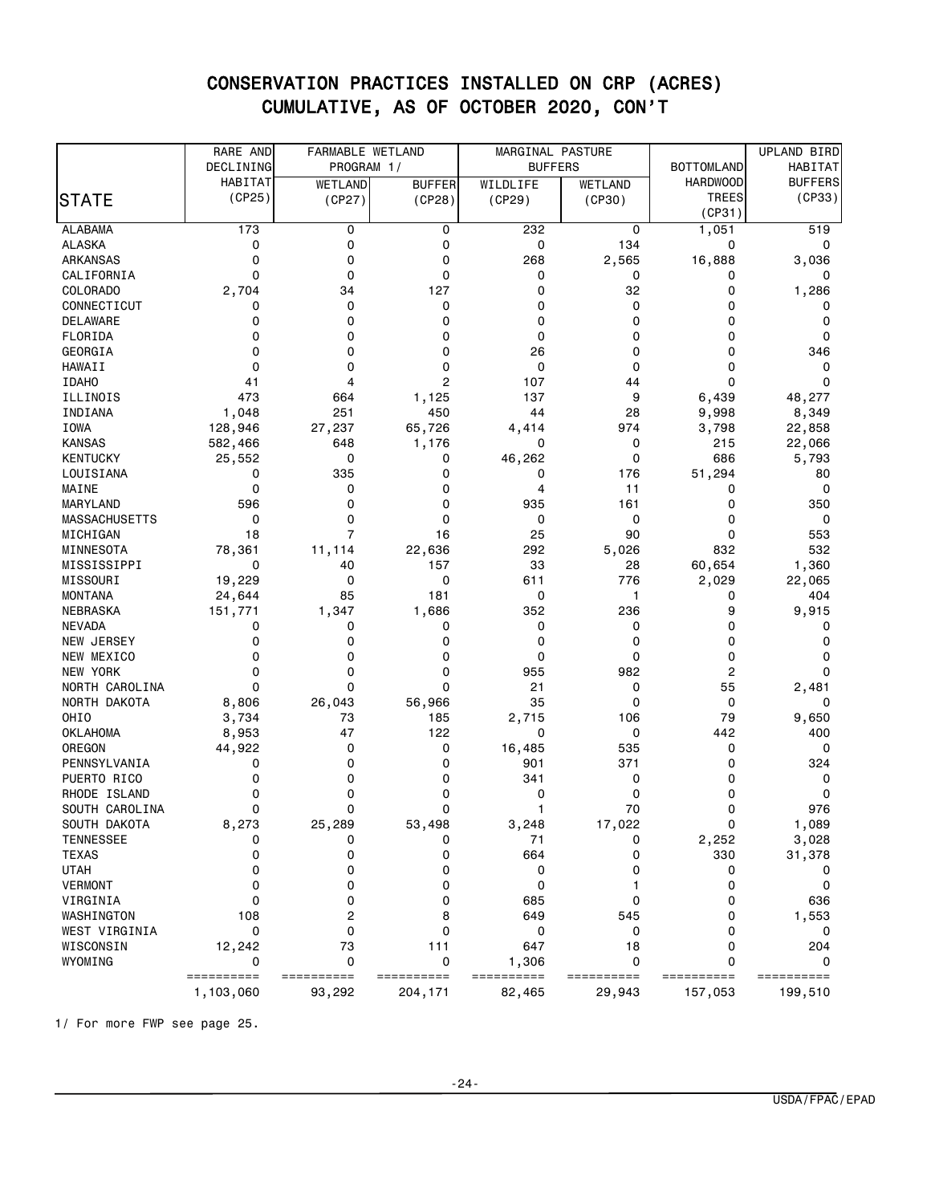# CONSERVATION PRACTICES INSTALLED ON CRP (ACRES)
## CUMULATIVE, AS OF OCTOBER 2020, CON'T

| STATE | RARE AND DECLINING HABITAT (CP25) | FARMABLE WETLAND PROGRAM 1/ | | MARGINAL PASTURE BUFFERS | | BOTTOMLAND HARDWOOD TREES (CP31) | UPLAND BIRD HABITAT BUFFERS (CP33) |
|---|---|---|---|---|---|---|---|
| | | WETLAND (CP27) | BUFFER (CP28) | WILDLIFE (CP29) | WETLAND (CP30) | | |
| ALABAMA | 173 | 0 | 0 | 232 | 0 | 1,051 | 519 |
| ALASKA | 0 | 0 | 0 | 0 | 134 | 0 | 0 |
| ARKANSAS | 0 | 0 | 0 | 268 | 2,565 | 16,888 | 3,036 |
| CALIFORNIA | 0 | 0 | 0 | 0 | 0 | 0 | 0 |
| COLORADO | 2,704 | 34 | 127 | 0 | 32 | 0 | 1,286 |
| CONNECTICUT | 0 | 0 | 0 | 0 | 0 | 0 | 0 |
| DELAWARE | 0 | 0 | 0 | 0 | 0 | 0 | 0 |
| FLORIDA | 0 | 0 | 0 | 0 | 0 | 0 | 0 |
| GEORGIA | 0 | 0 | 0 | 26 | 0 | 0 | 346 |
| HAWAII | 0 | 0 | 0 | 0 | 0 | 0 | 0 |
| IDAHO | 41 | 4 | 2 | 107 | 44 | 0 | 0 |
| ILLINOIS | 473 | 664 | 1,125 | 137 | 9 | 6,439 | 48,277 |
| INDIANA | 1,048 | 251 | 450 | 44 | 28 | 9,998 | 8,349 |
| IOWA | 128,946 | 27,237 | 65,726 | 4,414 | 974 | 3,798 | 22,858 |
| KANSAS | 582,466 | 648 | 1,176 | 0 | 0 | 215 | 22,066 |
| KENTUCKY | 25,552 | 0 | 0 | 46,262 | 0 | 686 | 5,793 |
| LOUISIANA | 0 | 335 | 0 | 0 | 176 | 51,294 | 80 |
| MAINE | 0 | 0 | 0 | 4 | 11 | 0 | 0 |
| MARYLAND | 596 | 0 | 0 | 935 | 161 | 0 | 350 |
| MASSACHUSETTS | 0 | 0 | 0 | 0 | 0 | 0 | 0 |
| MICHIGAN | 18 | 7 | 16 | 25 | 90 | 0 | 553 |
| MINNESOTA | 78,361 | 11,114 | 22,636 | 292 | 5,026 | 832 | 532 |
| MISSISSIPPI | 0 | 40 | 157 | 33 | 28 | 60,654 | 1,360 |
| MISSOURI | 19,229 | 0 | 0 | 611 | 776 | 2,029 | 22,065 |
| MONTANA | 24,644 | 85 | 181 | 0 | 1 | 0 | 404 |
| NEBRASKA | 151,771 | 1,347 | 1,686 | 352 | 236 | 9 | 9,915 |
| NEVADA | 0 | 0 | 0 | 0 | 0 | 0 | 0 |
| NEW JERSEY | 0 | 0 | 0 | 0 | 0 | 0 | 0 |
| NEW MEXICO | 0 | 0 | 0 | 0 | 0 | 0 | 0 |
| NEW YORK | 0 | 0 | 0 | 955 | 982 | 2 | 0 |
| NORTH CAROLINA | 0 | 0 | 0 | 21 | 0 | 55 | 2,481 |
| NORTH DAKOTA | 8,806 | 26,043 | 56,966 | 35 | 0 | 0 | 0 |
| OHIO | 3,734 | 73 | 185 | 2,715 | 106 | 79 | 9,650 |
| OKLAHOMA | 8,953 | 47 | 122 | 0 | 0 | 442 | 400 |
| OREGON | 44,922 | 0 | 0 | 16,485 | 535 | 0 | 0 |
| PENNSYLVANIA | 0 | 0 | 0 | 901 | 371 | 0 | 324 |
| PUERTO RICO | 0 | 0 | 0 | 341 | 0 | 0 | 0 |
| RHODE ISLAND | 0 | 0 | 0 | 0 | 0 | 0 | 0 |
| SOUTH CAROLINA | 0 | 0 | 0 | 1 | 70 | 0 | 976 |
| SOUTH DAKOTA | 8,273 | 25,289 | 53,498 | 3,248 | 17,022 | 0 | 1,089 |
| TENNESSEE | 0 | 0 | 0 | 71 | 0 | 2,252 | 3,028 |
| TEXAS | 0 | 0 | 0 | 664 | 0 | 330 | 31,378 |
| UTAH | 0 | 0 | 0 | 0 | 0 | 0 | 0 |
| VERMONT | 0 | 0 | 0 | 0 | 1 | 0 | 0 |
| VIRGINIA | 0 | 0 | 0 | 685 | 0 | 0 | 636 |
| WASHINGTON | 108 | 2 | 8 | 649 | 545 | 0 | 1,553 |
| WEST VIRGINIA | 0 | 0 | 0 | 0 | 0 | 0 | 0 |
| WISCONSIN | 12,242 | 73 | 111 | 647 | 18 | 0 | 204 |
| WYOMING | 0 | 0 | 0 | 1,306 | 0 | 0 | 0 |
| | 1,103,060 | 93,292 | 204,171 | 82,465 | 29,943 | 157,053 | 199,510 |

1/ For more FWP see page 25.

USDA/FPAC/EPAD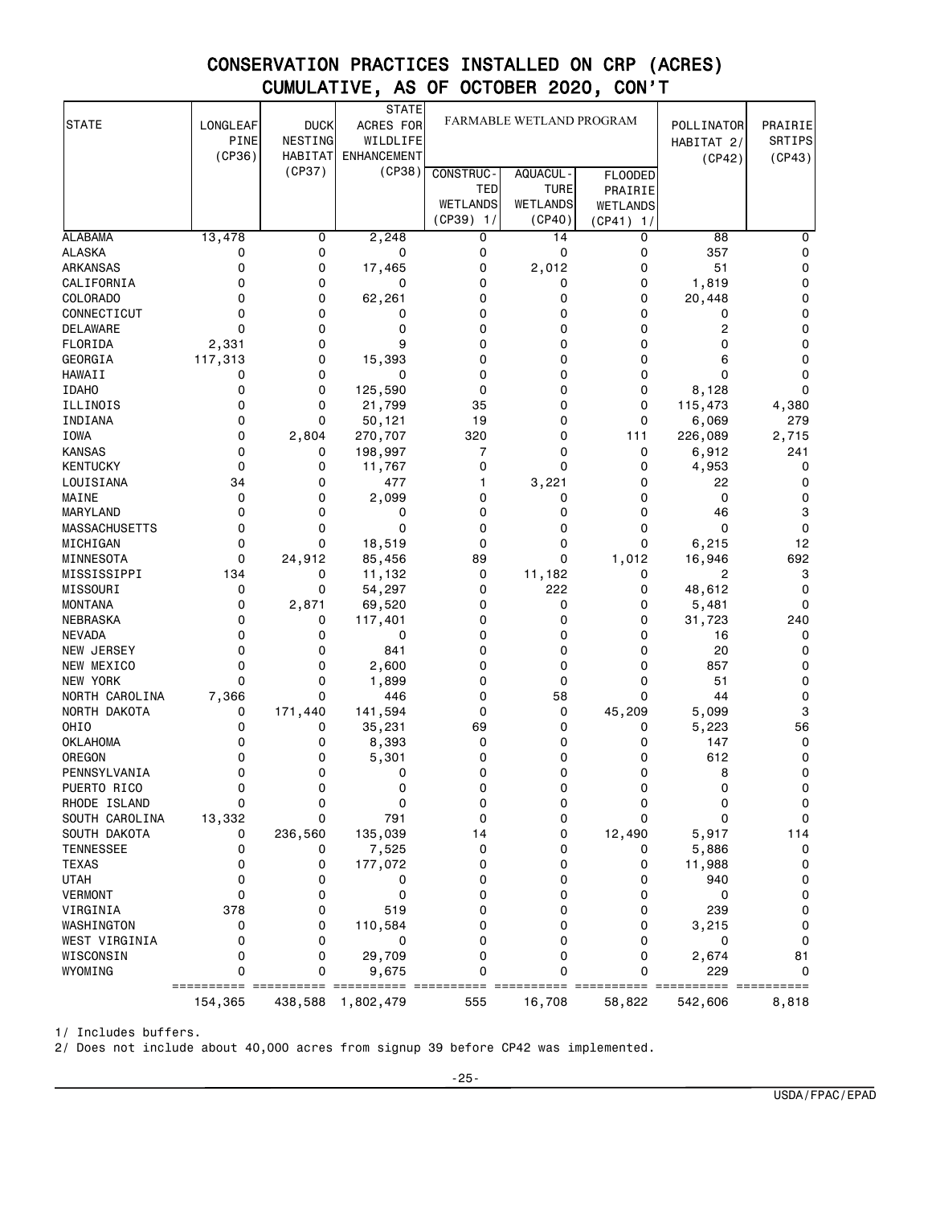# CONSERVATION PRACTICES INSTALLED ON CRP (ACRES)
## CUMULATIVE, AS OF OCTOBER 2020, CON'T

| STATE | LONGLEAF PINE (CP36) | DUCK NESTING HABITAT (CP37) | STATE ACRES FOR WILDLIFE ENHANCEMENT (CP38) | FARMABLE WETLAND PROGRAM | | | POLLINATOR HABITAT 2/ (CP42) | PRAIRIE SRTIPS (CP43) |
|---|---|---|---|---|---|---|---|---|
| | | | | CONSTRUCTED WETLANDS (CP39) 1/ | AQUACULTURE WETLANDS (CP40) | FLOODED PRAIRIE WETLANDS (CP41) 1/ | | |
| ALABAMA | 13,478 | 0 | 2,248 | 0 | 14 | 0 | 88 | 0 |
| ALASKA | 0 | 0 | 0 | 0 | 0 | 0 | 357 | 0 |
| ARKANSAS | 0 | 0 | 17,465 | 0 | 2,012 | 0 | 51 | 0 |
| CALIFORNIA | 0 | 0 | 0 | 0 | 0 | 0 | 1,819 | 0 |
| COLORADO | 0 | 0 | 62,261 | 0 | 0 | 0 | 20,448 | 0 |
| CONNECTICUT | 0 | 0 | 0 | 0 | 0 | 0 | 0 | 0 |
| DELAWARE | 0 | 0 | 0 | 0 | 0 | 0 | 2 | 0 |
| FLORIDA | 2,331 | 0 | 9 | 0 | 0 | 0 | 0 | 0 |
| GEORGIA | 117,313 | 0 | 15,393 | 0 | 0 | 0 | 6 | 0 |
| HAWAII | 0 | 0 | 0 | 0 | 0 | 0 | 0 | 0 |
| IDAHO | 0 | 0 | 125,590 | 0 | 0 | 0 | 8,128 | 0 |
| ILLINOIS | 0 | 0 | 21,799 | 35 | 0 | 0 | 115,473 | 4,380 |
| INDIANA | 0 | 0 | 50,121 | 19 | 0 | 0 | 6,069 | 279 |
| IOWA | 0 | 2,804 | 270,707 | 320 | 0 | 111 | 226,089 | 2,715 |
| KANSAS | 0 | 0 | 198,997 | 7 | 0 | 0 | 6,912 | 241 |
| KENTUCKY | 0 | 0 | 11,767 | 0 | 0 | 0 | 4,953 | 0 |
| LOUISIANA | 34 | 0 | 477 | 1 | 3,221 | 0 | 22 | 0 |
| MAINE | 0 | 0 | 2,099 | 0 | 0 | 0 | 0 | 0 |
| MARYLAND | 0 | 0 | 0 | 0 | 0 | 0 | 46 | 3 |
| MASSACHUSETTS | 0 | 0 | 0 | 0 | 0 | 0 | 0 | 0 |
| MICHIGAN | 0 | 0 | 18,519 | 0 | 0 | 0 | 6,215 | 12 |
| MINNESOTA | 0 | 24,912 | 85,456 | 89 | 0 | 1,012 | 16,946 | 692 |
| MISSISSIPPI | 134 | 0 | 11,132 | 0 | 11,182 | 0 | 2 | 3 |
| MISSOURI | 0 | 0 | 54,297 | 0 | 222 | 0 | 48,612 | 0 |
| MONTANA | 0 | 2,871 | 69,520 | 0 | 0 | 0 | 5,481 | 0 |
| NEBRASKA | 0 | 0 | 117,401 | 0 | 0 | 0 | 31,723 | 240 |
| NEVADA | 0 | 0 | 0 | 0 | 0 | 0 | 16 | 0 |
| NEW JERSEY | 0 | 0 | 841 | 0 | 0 | 0 | 20 | 0 |
| NEW MEXICO | 0 | 0 | 2,600 | 0 | 0 | 0 | 857 | 0 |
| NEW YORK | 0 | 0 | 1,899 | 0 | 0 | 0 | 51 | 0 |
| NORTH CAROLINA | 7,366 | 0 | 446 | 0 | 58 | 0 | 44 | 0 |
| NORTH DAKOTA | 0 | 171,440 | 141,594 | 0 | 0 | 45,209 | 5,099 | 3 |
| OHIO | 0 | 0 | 35,231 | 69 | 0 | 0 | 5,223 | 56 |
| OKLAHOMA | 0 | 0 | 8,393 | 0 | 0 | 0 | 147 | 0 |
| OREGON | 0 | 0 | 5,301 | 0 | 0 | 0 | 612 | 0 |
| PENNSYLVANIA | 0 | 0 | 0 | 0 | 0 | 0 | 8 | 0 |
| PUERTO RICO | 0 | 0 | 0 | 0 | 0 | 0 | 0 | 0 |
| RHODE ISLAND | 0 | 0 | 0 | 0 | 0 | 0 | 0 | 0 |
| SOUTH CAROLINA | 13,332 | 0 | 791 | 0 | 0 | 0 | 0 | 0 |
| SOUTH DAKOTA | 0 | 236,560 | 135,039 | 14 | 0 | 12,490 | 5,917 | 114 |
| TENNESSEE | 0 | 0 | 7,525 | 0 | 0 | 0 | 5,886 | 0 |
| TEXAS | 0 | 0 | 177,072 | 0 | 0 | 0 | 11,988 | 0 |
| UTAH | 0 | 0 | 0 | 0 | 0 | 0 | 940 | 0 |
| VERMONT | 0 | 0 | 0 | 0 | 0 | 0 | 0 | 0 |
| VIRGINIA | 378 | 0 | 519 | 0 | 0 | 0 | 239 | 0 |
| WASHINGTON | 0 | 0 | 110,584 | 0 | 0 | 0 | 3,215 | 0 |
| WEST VIRGINIA | 0 | 0 | 0 | 0 | 0 | 0 | 0 | 0 |
| WISCONSIN | 0 | 0 | 29,709 | 0 | 0 | 0 | 2,674 | 81 |
| WYOMING | 0 | 0 | 9,675 | 0 | 0 | 0 | 229 | 0 |
| | 154,365 | 438,588 | 1,802,479 | 555 | 16,708 | 58,822 | 542,606 | 8,818 |

1/ Includes buffers.

2/ Does not include about 40,000 acres from signup 39 before CP42 was implemented.

USDA/FPAC/EPAD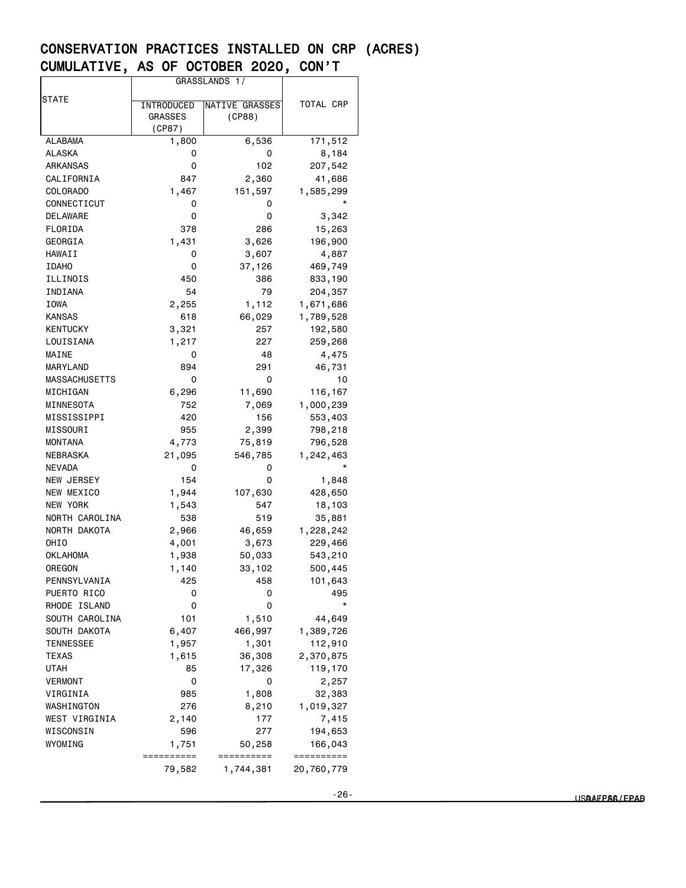## CONSERVATION PRACTICES INSTALLED ON CRP (ACRES)
## CUMULATIVE, AS OF OCTOBER 2020, CON'T

| STATE | GRASSLANDS 1/ | | TOTAL CRP |
|---|---|---|---|
| | INTRODUCED GRASSES (CP87) | NATIVE GRASSES (CP88) | |
| ALABAMA | 1,800 | 6,536 | 171,512 |
| ALASKA | 0 | 0 | 8,184 |
| ARKANSAS | 0 | 102 | 207,542 |
| CALIFORNIA | 847 | 2,360 | 41,686 |
| COLORADO | 1,467 | 151,597 | 1,585,299 |
| CONNECTICUT | 0 | 0 | * |
| DELAWARE | 0 | 0 | 3,342 |
| FLORIDA | 378 | 286 | 15,263 |
| GEORGIA | 1,431 | 3,626 | 196,900 |
| HAWAII | 0 | 3,607 | 4,887 |
| IDAHO | 0 | 37,126 | 469,749 |
| ILLINOIS | 450 | 386 | 833,190 |
| INDIANA | 54 | 79 | 204,357 |
| IOWA | 2,255 | 1,112 | 1,671,686 |
| KANSAS | 618 | 66,029 | 1,789,528 |
| KENTUCKY | 3,321 | 257 | 192,580 |
| LOUISIANA | 1,217 | 227 | 259,268 |
| MAINE | 0 | 48 | 4,475 |
| MARYLAND | 894 | 291 | 46,731 |
| MASSACHUSETTS | 0 | 0 | 10 |
| MICHIGAN | 6,296 | 11,690 | 116,167 |
| MINNESOTA | 752 | 7,069 | 1,000,239 |
| MISSISSIPPI | 420 | 156 | 553,403 |
| MISSOURI | 955 | 2,399 | 798,218 |
| MONTANA | 4,773 | 75,819 | 796,528 |
| NEBRASKA | 21,095 | 546,785 | 1,242,463 |
| NEVADA | 0 | 0 | * |
| NEW JERSEY | 154 | 0 | 1,848 |
| NEW MEXICO | 1,944 | 107,630 | 428,650 |
| NEW YORK | 1,543 | 547 | 18,103 |
| NORTH CAROLINA | 538 | 519 | 35,881 |
| NORTH DAKOTA | 2,966 | 46,659 | 1,228,242 |
| OHIO | 4,001 | 3,673 | 229,466 |
| OKLAHOMA | 1,938 | 50,033 | 543,210 |
| OREGON | 1,140 | 33,102 | 500,445 |
| PENNSYLVANIA | 425 | 458 | 101,643 |
| PUERTO RICO | 0 | 0 | 495 |
| RHODE ISLAND | 0 | 0 | * |
| SOUTH CAROLINA | 101 | 1,510 | 44,649 |
| SOUTH DAKOTA | 6,407 | 466,997 | 1,389,726 |
| TENNESSEE | 1,957 | 1,301 | 112,910 |
| TEXAS | 1,615 | 36,308 | 2,370,875 |
| UTAH | 85 | 17,326 | 119,170 |
| VERMONT | 0 | 0 | 2,257 |
| VIRGINIA | 985 | 1,808 | 32,383 |
| WASHINGTON | 276 | 8,210 | 1,019,327 |
| WEST VIRGINIA | 2,140 | 177 | 7,415 |
| WISCONSIN | 596 | 277 | 194,653 |
| WYOMING | 1,751 | 50,258 | 166,043 |
| | 79,582 | 1,744,381 | 20,760,779 |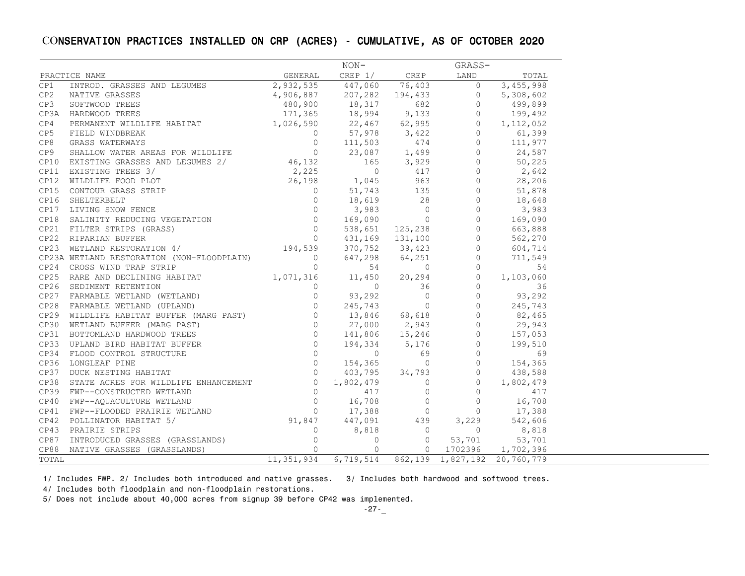## CONSERVATION PRACTICES INSTALLED ON CRP (ACRES) - CUMULATIVE, AS OF OCTOBER 2020

| PRACTICE NAME | | GENERAL | NON-CREP 1/ | CREP | GRASS-LAND | TOTAL |
|---|---|---|---|---|---|---|
| CP1 | INTROD. GRASSES AND LEGUMES | 2,932,535 | 447,060 | 76,403 | 0 | 3,455,998 |
| CP2 | NATIVE GRASSES | 4,906,887 | 207,282 | 194,433 | 0 | 5,308,602 |
| CP3 | SOFTWOOD TREES | 480,900 | 18,317 | 682 | 0 | 499,899 |
| CP3A | HARDWOOD TREES | 171,365 | 18,994 | 9,133 | 0 | 199,492 |
| CP4 | PERMANENT WILDLIFE HABITAT | 1,026,590 | 22,467 | 62,995 | 0 | 1,112,052 |
| CP5 | FIELD WINDBREAK | 0 | 57,978 | 3,422 | 0 | 61,399 |
| CP8 | GRASS WATERWAYS | 0 | 111,503 | 474 | 0 | 111,977 |
| CP9 | SHALLOW WATER AREAS FOR WILDLIFE | 0 | 23,087 | 1,499 | 0 | 24,587 |
| CP10 | EXISTING GRASSES AND LEGUMES 2/ | 46,132 | 165 | 3,929 | 0 | 50,225 |
| CP11 | EXISTING TREES 3/ | 2,225 | 0 | 417 | 0 | 2,642 |
| CP12 | WILDLIFE FOOD PLOT | 26,198 | 1,045 | 963 | 0 | 28,206 |
| CP15 | CONTOUR GRASS STRIP | 0 | 51,743 | 135 | 0 | 51,878 |
| CP16 | SHELTERBELT | 0 | 18,619 | 28 | 0 | 18,648 |
| CP17 | LIVING SNOW FENCE | 0 | 3,983 | 0 | 0 | 3,983 |
| CP18 | SALINITY REDUCING VEGETATION | 0 | 169,090 | 0 | 0 | 169,090 |
| CP21 | FILTER STRIPS (GRASS) | 0 | 538,651 | 125,238 | 0 | 663,888 |
| CP22 | RIPARIAN BUFFER | 0 | 431,169 | 131,100 | 0 | 562,270 |
| CP23 | WETLAND RESTORATION 4/ | 194,539 | 370,752 | 39,423 | 0 | 604,714 |
| CP23A | WETLAND RESTORATION (NON-FLOODPLAIN) | 0 | 647,298 | 64,251 | 0 | 711,549 |
| CP24 | CROSS WIND TRAP STRIP | 0 | 54 | 0 | 0 | 54 |
| CP25 | RARE AND DECLINING HABITAT | 1,071,316 | 11,450 | 20,294 | 0 | 1,103,060 |
| CP26 | SEDIMENT RETENTION | 0 | 0 | 36 | 0 | 36 |
| CP27 | FARMABLE WETLAND (WETLAND) | 0 | 93,292 | 0 | 0 | 93,292 |
| CP28 | FARMABLE WETLAND (UPLAND) | 0 | 245,743 | 0 | 0 | 245,743 |
| CP29 | WILDLIFE HABITAT BUFFER (MARG PAST) | 0 | 13,846 | 68,618 | 0 | 82,465 |
| CP30 | WETLAND BUFFER (MARG PAST) | 0 | 27,000 | 2,943 | 0 | 29,943 |
| CP31 | BOTTOMLAND HARDWOOD TREES | 0 | 141,806 | 15,246 | 0 | 157,053 |
| CP33 | UPLAND BIRD HABITAT BUFFER | 0 | 194,334 | 5,176 | 0 | 199,510 |
| CP34 | FLOOD CONTROL STRUCTURE | 0 | 0 | 69 | 0 | 69 |
| CP36 | LONGLEAF PINE | 0 | 154,365 | 0 | 0 | 154,365 |
| CP37 | DUCK NESTING HABITAT | 0 | 403,795 | 34,793 | 0 | 438,588 |
| CP38 | STATE ACRES FOR WILDLIFE ENHANCEMENT | 0 | 1,802,479 | 0 | 0 | 1,802,479 |
| CP39 | FWP--CONSTRUCTED WETLAND | 0 | 417 | 0 | 0 | 417 |
| CP40 | FWP--AQUACULTURE WETLAND | 0 | 16,708 | 0 | 0 | 16,708 |
| CP41 | FWP--FLOODED PRAIRIE WETLAND | 0 | 17,388 | 0 | 0 | 17,388 |
| CP42 | POLLINATOR HABITAT 5/ | 91,847 | 447,091 | 439 | 3,229 | 542,606 |
| CP43 | PRAIRIE STRIPS | 0 | 8,818 | 0 | 0 | 8,818 |
| CP87 | INTRODUCED GRASSES (GRASSLANDS) | 0 | 0 | 0 | 53,701 | 53,701 |
| CP88 | NATIVE GRASSES (GRASSLANDS) | 0 | 0 | 0 | 1702396 | 1,702,396 |
| TOTAL | | 11,351,934 | 6,719,514 | 862,139 | 1,827,192 | 20,760,779 |

1/ Includes FWP. 2/ Includes both introduced and native grasses. 3/ Includes both hardwood and softwood trees.

4/ Includes both floodplain and non-floodplain restorations.

5/ Does not include about 40,000 acres from signup 39 before CP42 was implemented.